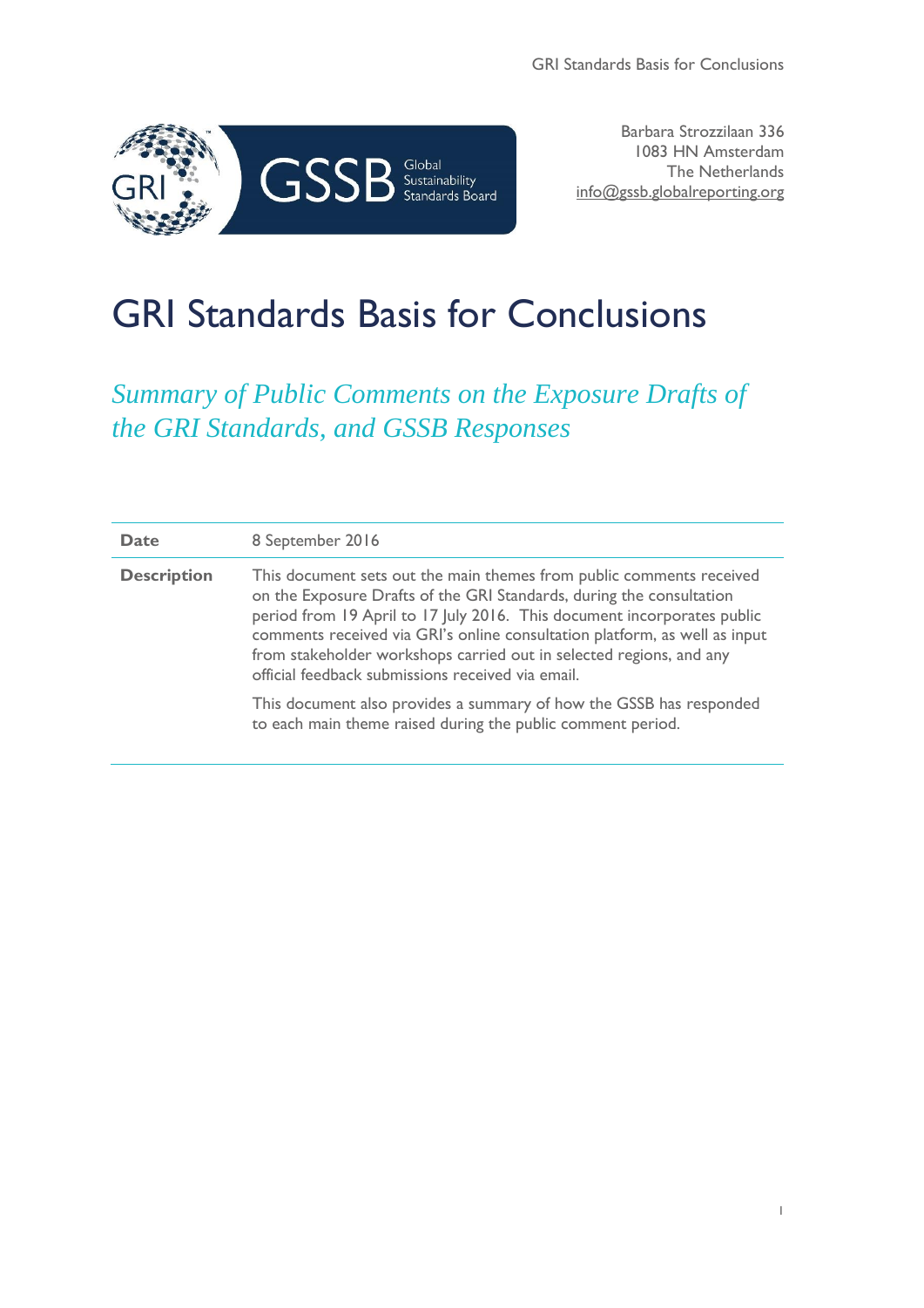Barbara Strozzilaan 336
1083 HN Amsterdam
The Netherlands
info@gssb.globalreporting.org

# GRI Standards Basis for Conclusions

*Summary of Public Comments on the Exposure Drafts of the GRI Standards, and GSSB Responses*

| | |
|---|---|
| **Date** | 8 September 2016 |
| **Description** | This document sets out the main themes from public comments received on the Exposure Drafts of the GRI Standards, during the consultation period from 19 April to 17 July 2016. This document incorporates public comments received via GRI's online consultation platform, as well as input from stakeholder workshops carried out in selected regions, and any official feedback submissions received via email.<br><br>This document also provides a summary of how the GSSB has responded to each main theme raised during the public comment period. |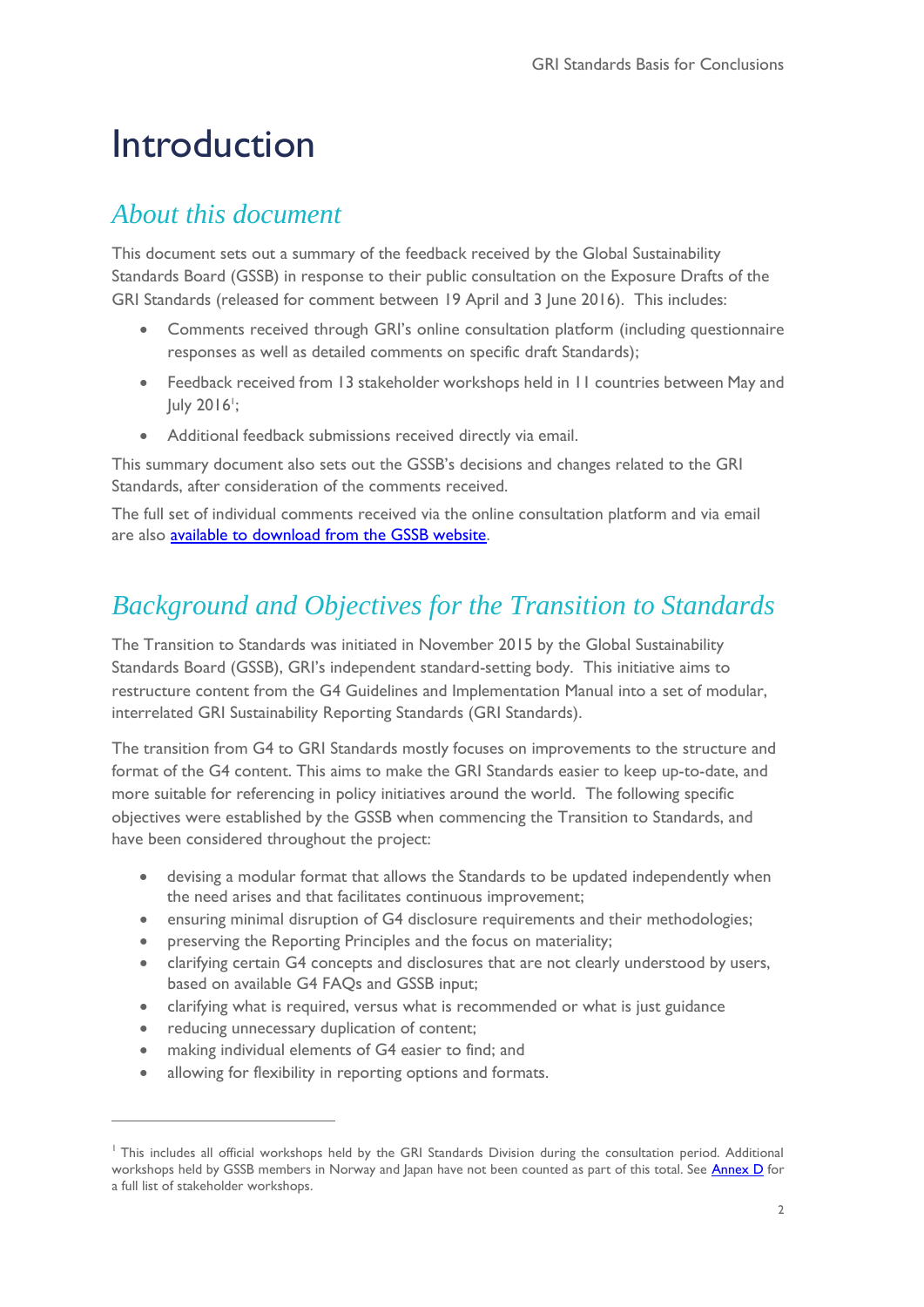# Introduction

## *About this document*

This document sets out a summary of the feedback received by the Global Sustainability Standards Board (GSSB) in response to their public consultation on the Exposure Drafts of the GRI Standards (released for comment between 19 April and 3 June 2016). This includes:

- Comments received through GRI's online consultation platform (including questionnaire responses as well as detailed comments on specific draft Standards);
- Feedback received from 13 stakeholder workshops held in 11 countries between May and July 2016[1];
- Additional feedback submissions received directly via email.

This summary document also sets out the GSSB's decisions and changes related to the GRI Standards, after consideration of the comments received.

The full set of individual comments received via the online consultation platform and via email are also available to download from the GSSB website.

## *Background and Objectives for the Transition to Standards*

The Transition to Standards was initiated in November 2015 by the Global Sustainability Standards Board (GSSB), GRI's independent standard-setting body. This initiative aims to restructure content from the G4 Guidelines and Implementation Manual into a set of modular, interrelated GRI Sustainability Reporting Standards (GRI Standards).

The transition from G4 to GRI Standards mostly focuses on improvements to the structure and format of the G4 content. This aims to make the GRI Standards easier to keep up-to-date, and more suitable for referencing in policy initiatives around the world. The following specific objectives were established by the GSSB when commencing the Transition to Standards, and have been considered throughout the project:

- devising a modular format that allows the Standards to be updated independently when the need arises and that facilitates continuous improvement;
- ensuring minimal disruption of G4 disclosure requirements and their methodologies;
- preserving the Reporting Principles and the focus on materiality;
- clarifying certain G4 concepts and disclosures that are not clearly understood by users, based on available G4 FAQs and GSSB input;
- clarifying what is required, versus what is recommended or what is just guidance
- reducing unnecessary duplication of content;
- making individual elements of G4 easier to find; and
- allowing for flexibility in reporting options and formats.

---

[1] This includes all official workshops held by the GRI Standards Division during the consultation period. Additional workshops held by GSSB members in Norway and Japan have not been counted as part of this total. See Annex D for a full list of stakeholder workshops.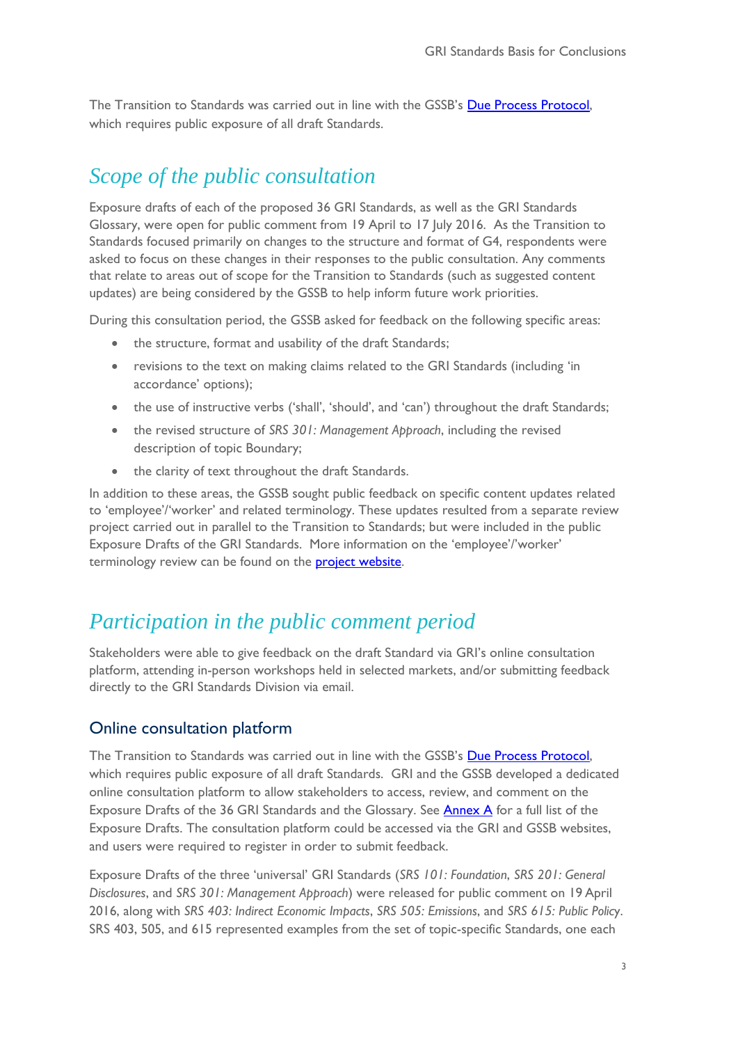The Transition to Standards was carried out in line with the GSSB's Due Process Protocol, which requires public exposure of all draft Standards.

## *Scope of the public consultation*

Exposure drafts of each of the proposed 36 GRI Standards, as well as the GRI Standards Glossary, were open for public comment from 19 April to 17 July 2016. As the Transition to Standards focused primarily on changes to the structure and format of G4, respondents were asked to focus on these changes in their responses to the public consultation. Any comments that relate to areas out of scope for the Transition to Standards (such as suggested content updates) are being considered by the GSSB to help inform future work priorities.

During this consultation period, the GSSB asked for feedback on the following specific areas:

- the structure, format and usability of the draft Standards;
- revisions to the text on making claims related to the GRI Standards (including 'in accordance' options);
- the use of instructive verbs ('shall', 'should', and 'can') throughout the draft Standards;
- the revised structure of *SRS 301: Management Approach*, including the revised description of topic Boundary;
- the clarity of text throughout the draft Standards.

In addition to these areas, the GSSB sought public feedback on specific content updates related to 'employee'/'worker' and related terminology. These updates resulted from a separate review project carried out in parallel to the Transition to Standards; but were included in the public Exposure Drafts of the GRI Standards. More information on the 'employee'/'worker' terminology review can be found on the project website.

## *Participation in the public comment period*

Stakeholders were able to give feedback on the draft Standard via GRI's online consultation platform, attending in-person workshops held in selected markets, and/or submitting feedback directly to the GRI Standards Division via email.

### Online consultation platform

The Transition to Standards was carried out in line with the GSSB's Due Process Protocol, which requires public exposure of all draft Standards. GRI and the GSSB developed a dedicated online consultation platform to allow stakeholders to access, review, and comment on the Exposure Drafts of the 36 GRI Standards and the Glossary. See Annex A for a full list of the Exposure Drafts. The consultation platform could be accessed via the GRI and GSSB websites, and users were required to register in order to submit feedback.

Exposure Drafts of the three 'universal' GRI Standards (*SRS 101: Foundation*, *SRS 201: General Disclosures*, and *SRS 301: Management Approach*) were released for public comment on 19 April 2016, along with *SRS 403: Indirect Economic Impacts*, *SRS 505: Emissions*, and *SRS 615: Public Policy*. SRS 403, 505, and 615 represented examples from the set of topic-specific Standards, one each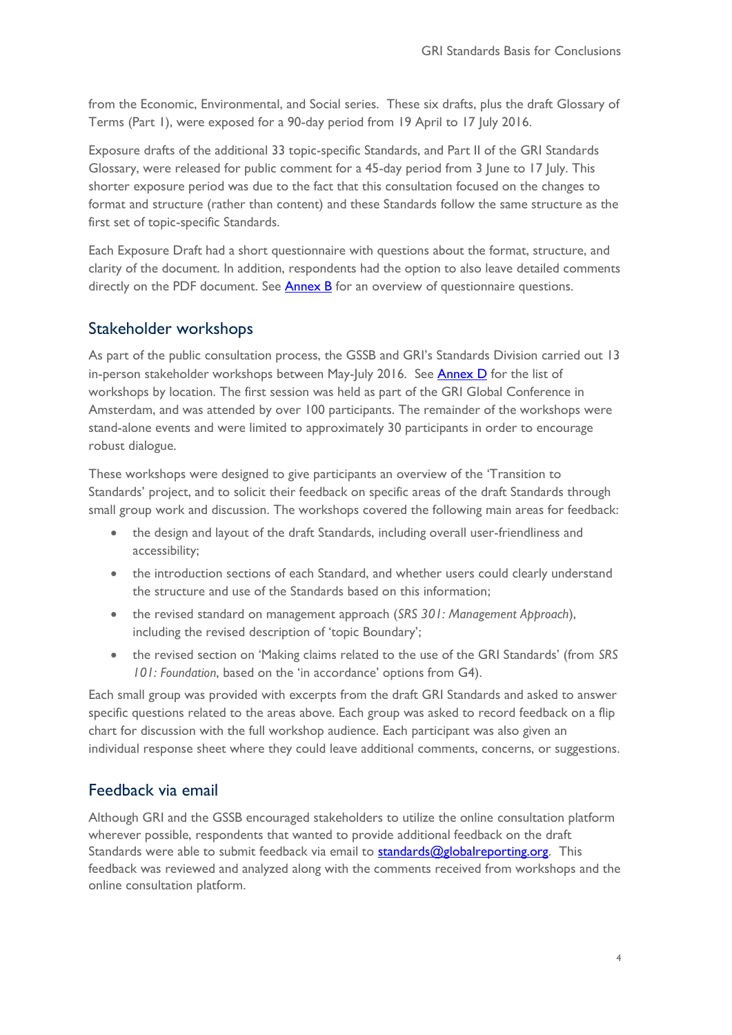from the Economic, Environmental, and Social series. These six drafts, plus the draft Glossary of Terms (Part I), were exposed for a 90-day period from 19 April to 17 July 2016.

Exposure drafts of the additional 33 topic-specific Standards, and Part II of the GRI Standards Glossary, were released for public comment for a 45-day period from 3 June to 17 July. This shorter exposure period was due to the fact that this consultation focused on the changes to format and structure (rather than content) and these Standards follow the same structure as the first set of topic-specific Standards.

Each Exposure Draft had a short questionnaire with questions about the format, structure, and clarity of the document. In addition, respondents had the option to also leave detailed comments directly on the PDF document. See Annex B for an overview of questionnaire questions.

## Stakeholder workshops

As part of the public consultation process, the GSSB and GRI's Standards Division carried out 13 in-person stakeholder workshops between May-July 2016. See Annex D for the list of workshops by location. The first session was held as part of the GRI Global Conference in Amsterdam, and was attended by over 100 participants. The remainder of the workshops were stand-alone events and were limited to approximately 30 participants in order to encourage robust dialogue.

These workshops were designed to give participants an overview of the 'Transition to Standards' project, and to solicit their feedback on specific areas of the draft Standards through small group work and discussion. The workshops covered the following main areas for feedback:

- the design and layout of the draft Standards, including overall user-friendliness and accessibility;
- the introduction sections of each Standard, and whether users could clearly understand the structure and use of the Standards based on this information;
- the revised standard on management approach (*SRS 301: Management Approach*), including the revised description of 'topic Boundary';
- the revised section on 'Making claims related to the use of the GRI Standards' (from *SRS 101: Foundation*, based on the 'in accordance' options from G4).

Each small group was provided with excerpts from the draft GRI Standards and asked to answer specific questions related to the areas above. Each group was asked to record feedback on a flip chart for discussion with the full workshop audience. Each participant was also given an individual response sheet where they could leave additional comments, concerns, or suggestions.

## Feedback via email

Although GRI and the GSSB encouraged stakeholders to utilize the online consultation platform wherever possible, respondents that wanted to provide additional feedback on the draft Standards were able to submit feedback via email to standards@globalreporting.org. This feedback was reviewed and analyzed along with the comments received from workshops and the online consultation platform.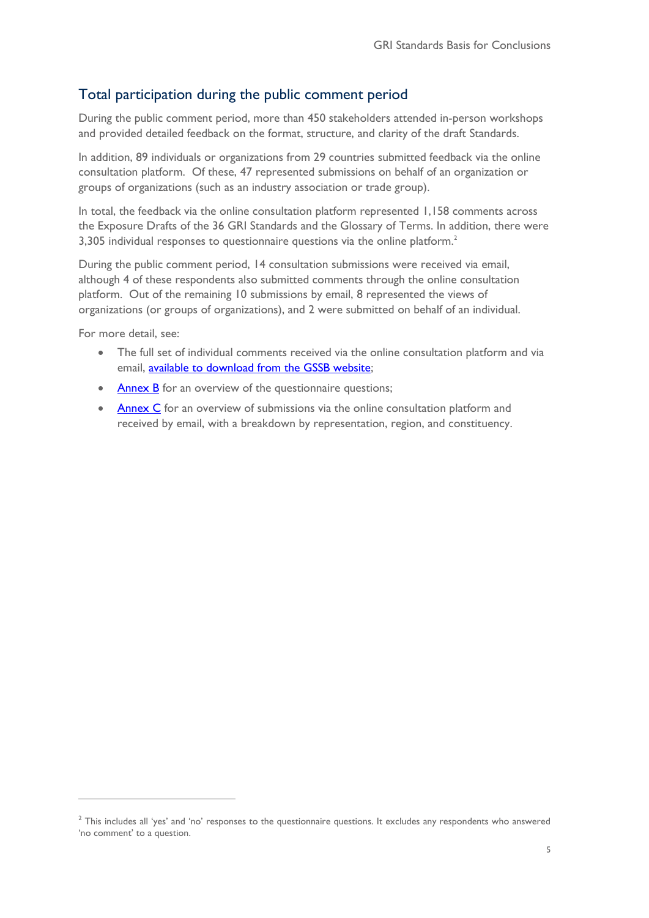## Total participation during the public comment period

During the public comment period, more than 450 stakeholders attended in-person workshops and provided detailed feedback on the format, structure, and clarity of the draft Standards.

In addition, 89 individuals or organizations from 29 countries submitted feedback via the online consultation platform. Of these, 47 represented submissions on behalf of an organization or groups of organizations (such as an industry association or trade group).

In total, the feedback via the online consultation platform represented 1,158 comments across the Exposure Drafts of the 36 GRI Standards and the Glossary of Terms. In addition, there were 3,305 individual responses to questionnaire questions via the online platform.[2]

During the public comment period, 14 consultation submissions were received via email, although 4 of these respondents also submitted comments through the online consultation platform. Out of the remaining 10 submissions by email, 8 represented the views of organizations (or groups of organizations), and 2 were submitted on behalf of an individual.

For more detail, see:

- The full set of individual comments received via the online consultation platform and via email, [available to download from the GSSB website](#);
- [Annex B](#) for an overview of the questionnaire questions;
- [Annex C](#) for an overview of submissions via the online consultation platform and received by email, with a breakdown by representation, region, and constituency.

[2] This includes all 'yes' and 'no' responses to the questionnaire questions. It excludes any respondents who answered 'no comment' to a question.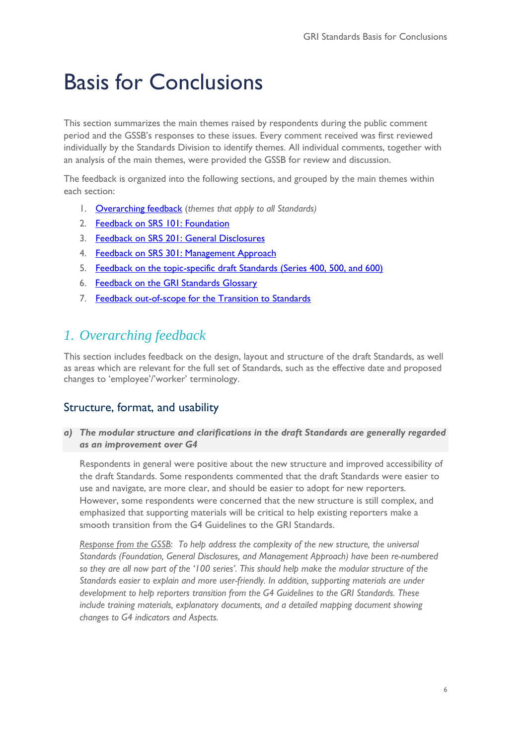# Basis for Conclusions

This section summarizes the main themes raised by respondents during the public comment period and the GSSB's responses to these issues. Every comment received was first reviewed individually by the Standards Division to identify themes. All individual comments, together with an analysis of the main themes, were provided the GSSB for review and discussion.

The feedback is organized into the following sections, and grouped by the main themes within each section:

1. Overarching feedback (*themes that apply to all Standards)*
2. Feedback on SRS 101: Foundation
3. Feedback on SRS 201: General Disclosures
4. Feedback on SRS 301: Management Approach
5. Feedback on the topic-specific draft Standards (Series 400, 500, and 600)
6. Feedback on the GRI Standards Glossary
7. Feedback out-of-scope for the Transition to Standards

## *1. Overarching feedback*

This section includes feedback on the design, layout and structure of the draft Standards, as well as areas which are relevant for the full set of Standards, such as the effective date and proposed changes to 'employee'/'worker' terminology.

### Structure, format, and usability

***a) The modular structure and clarifications in the draft Standards are generally regarded as an improvement over G4***

Respondents in general were positive about the new structure and improved accessibility of the draft Standards. Some respondents commented that the draft Standards were easier to use and navigate, are more clear, and should be easier to adopt for new reporters. However, some respondents were concerned that the new structure is still complex, and emphasized that supporting materials will be critical to help existing reporters make a smooth transition from the G4 Guidelines to the GRI Standards.

*Response from the GSSB: To help address the complexity of the new structure, the universal Standards (Foundation, General Disclosures, and Management Approach) have been re-numbered so they are all now part of the '100 series'. This should help make the modular structure of the Standards easier to explain and more user-friendly. In addition, supporting materials are under development to help reporters transition from the G4 Guidelines to the GRI Standards. These include training materials, explanatory documents, and a detailed mapping document showing changes to G4 indicators and Aspects.*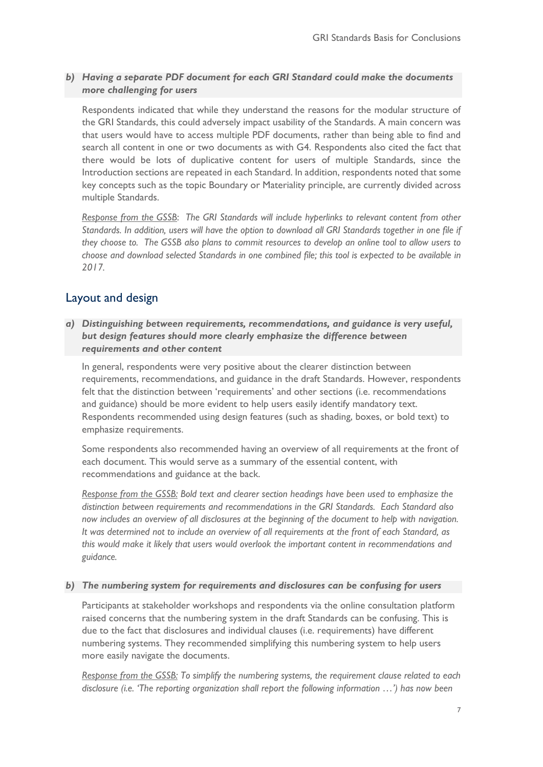***b) Having a separate PDF document for each GRI Standard could make the documents more challenging for users***

Respondents indicated that while they understand the reasons for the modular structure of the GRI Standards, this could adversely impact usability of the Standards. A main concern was that users would have to access multiple PDF documents, rather than being able to find and search all content in one or two documents as with G4. Respondents also cited the fact that there would be lots of duplicative content for users of multiple Standards, since the Introduction sections are repeated in each Standard. In addition, respondents noted that some key concepts such as the topic Boundary or Materiality principle, are currently divided across multiple Standards.

*Response from the GSSB: The GRI Standards will include hyperlinks to relevant content from other Standards. In addition, users will have the option to download all GRI Standards together in one file if they choose to. The GSSB also plans to commit resources to develop an online tool to allow users to choose and download selected Standards in one combined file; this tool is expected to be available in 2017.*

## Layout and design

***a) Distinguishing between requirements, recommendations, and guidance is very useful, but design features should more clearly emphasize the difference between requirements and other content***

In general, respondents were very positive about the clearer distinction between requirements, recommendations, and guidance in the draft Standards. However, respondents felt that the distinction between 'requirements' and other sections (i.e. recommendations and guidance) should be more evident to help users easily identify mandatory text. Respondents recommended using design features (such as shading, boxes, or bold text) to emphasize requirements.

Some respondents also recommended having an overview of all requirements at the front of each document. This would serve as a summary of the essential content, with recommendations and guidance at the back.

*Response from the GSSB: Bold text and clearer section headings have been used to emphasize the distinction between requirements and recommendations in the GRI Standards. Each Standard also now includes an overview of all disclosures at the beginning of the document to help with navigation. It was determined not to include an overview of all requirements at the front of each Standard, as this would make it likely that users would overlook the important content in recommendations and guidance.*

***b) The numbering system for requirements and disclosures can be confusing for users***

Participants at stakeholder workshops and respondents via the online consultation platform raised concerns that the numbering system in the draft Standards can be confusing. This is due to the fact that disclosures and individual clauses (i.e. requirements) have different numbering systems. They recommended simplifying this numbering system to help users more easily navigate the documents.

*Response from the GSSB: To simplify the numbering systems, the requirement clause related to each disclosure (i.e. 'The reporting organization shall report the following information …') has now been*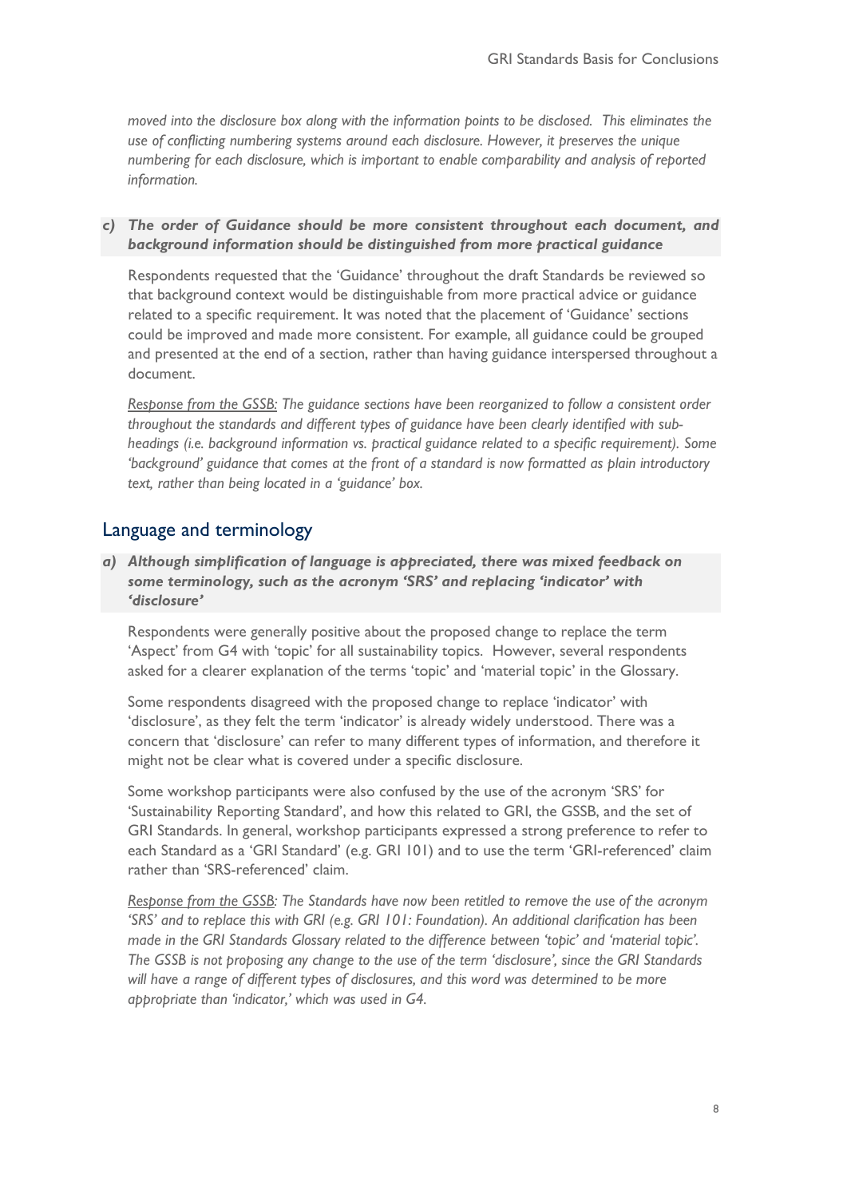*moved into the disclosure box along with the information points to be disclosed. This eliminates the use of conflicting numbering systems around each disclosure. However, it preserves the unique numbering for each disclosure, which is important to enable comparability and analysis of reported information.*

***c) The order of Guidance should be more consistent throughout each document, and background information should be distinguished from more practical guidance***

Respondents requested that the 'Guidance' throughout the draft Standards be reviewed so that background context would be distinguishable from more practical advice or guidance related to a specific requirement. It was noted that the placement of 'Guidance' sections could be improved and made more consistent. For example, all guidance could be grouped and presented at the end of a section, rather than having guidance interspersed throughout a document.

*Response from the GSSB: The guidance sections have been reorganized to follow a consistent order throughout the standards and different types of guidance have been clearly identified with sub-headings (i.e. background information vs. practical guidance related to a specific requirement). Some 'background' guidance that comes at the front of a standard is now formatted as plain introductory text, rather than being located in a 'guidance' box.*

## Language and terminology

***a) Although simplification of language is appreciated, there was mixed feedback on some terminology, such as the acronym 'SRS' and replacing 'indicator' with 'disclosure'***

Respondents were generally positive about the proposed change to replace the term 'Aspect' from G4 with 'topic' for all sustainability topics. However, several respondents asked for a clearer explanation of the terms 'topic' and 'material topic' in the Glossary.

Some respondents disagreed with the proposed change to replace 'indicator' with 'disclosure', as they felt the term 'indicator' is already widely understood. There was a concern that 'disclosure' can refer to many different types of information, and therefore it might not be clear what is covered under a specific disclosure.

Some workshop participants were also confused by the use of the acronym 'SRS' for 'Sustainability Reporting Standard', and how this related to GRI, the GSSB, and the set of GRI Standards. In general, workshop participants expressed a strong preference to refer to each Standard as a 'GRI Standard' (e.g. GRI 101) and to use the term 'GRI-referenced' claim rather than 'SRS-referenced' claim.

*Response from the GSSB: The Standards have now been retitled to remove the use of the acronym 'SRS' and to replace this with GRI (e.g. GRI 101: Foundation). An additional clarification has been made in the GRI Standards Glossary related to the difference between 'topic' and 'material topic'. The GSSB is not proposing any change to the use of the term 'disclosure', since the GRI Standards will have a range of different types of disclosures, and this word was determined to be more appropriate than 'indicator,' which was used in G4.*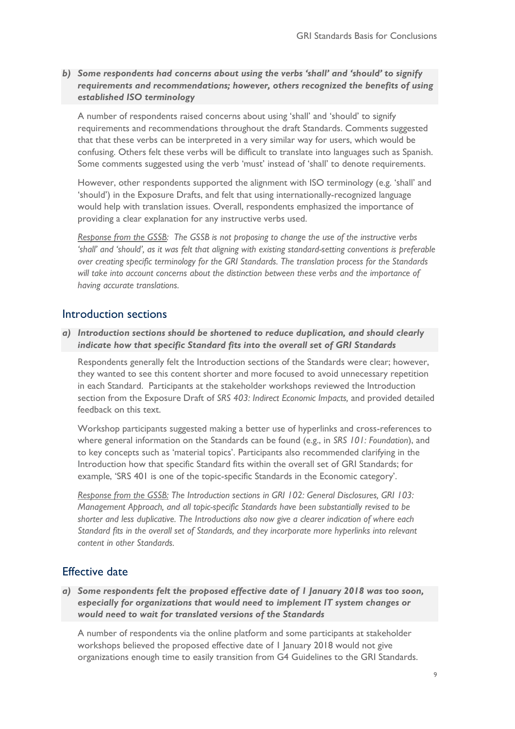***b) Some respondents had concerns about using the verbs 'shall' and 'should' to signify requirements and recommendations; however, others recognized the benefits of using established ISO terminology***

A number of respondents raised concerns about using 'shall' and 'should' to signify requirements and recommendations throughout the draft Standards. Comments suggested that that these verbs can be interpreted in a very similar way for users, which would be confusing. Others felt these verbs will be difficult to translate into languages such as Spanish. Some comments suggested using the verb 'must' instead of 'shall' to denote requirements.

However, other respondents supported the alignment with ISO terminology (e.g. 'shall' and 'should') in the Exposure Drafts, and felt that using internationally-recognized language would help with translation issues. Overall, respondents emphasized the importance of providing a clear explanation for any instructive verbs used.

*Response from the GSSB: The GSSB is not proposing to change the use of the instructive verbs 'shall' and 'should', as it was felt that aligning with existing standard-setting conventions is preferable over creating specific terminology for the GRI Standards. The translation process for the Standards will take into account concerns about the distinction between these verbs and the importance of having accurate translations.*

## Introduction sections

***a) Introduction sections should be shortened to reduce duplication, and should clearly indicate how that specific Standard fits into the overall set of GRI Standards***

Respondents generally felt the Introduction sections of the Standards were clear; however, they wanted to see this content shorter and more focused to avoid unnecessary repetition in each Standard. Participants at the stakeholder workshops reviewed the Introduction section from the Exposure Draft of *SRS 403: Indirect Economic Impacts,* and provided detailed feedback on this text.

Workshop participants suggested making a better use of hyperlinks and cross-references to where general information on the Standards can be found (e.g., in *SRS 101: Foundation*), and to key concepts such as 'material topics'. Participants also recommended clarifying in the Introduction how that specific Standard fits within the overall set of GRI Standards; for example, 'SRS 401 is one of the topic-specific Standards in the Economic category'.

*Response from the GSSB: The Introduction sections in GRI 102: General Disclosures, GRI 103: Management Approach, and all topic-specific Standards have been substantially revised to be shorter and less duplicative. The Introductions also now give a clearer indication of where each Standard fits in the overall set of Standards, and they incorporate more hyperlinks into relevant content in other Standards.*

## Effective date

***a) Some respondents felt the proposed effective date of 1 January 2018 was too soon, especially for organizations that would need to implement IT system changes or would need to wait for translated versions of the Standards***

A number of respondents via the online platform and some participants at stakeholder workshops believed the proposed effective date of 1 January 2018 would not give organizations enough time to easily transition from G4 Guidelines to the GRI Standards.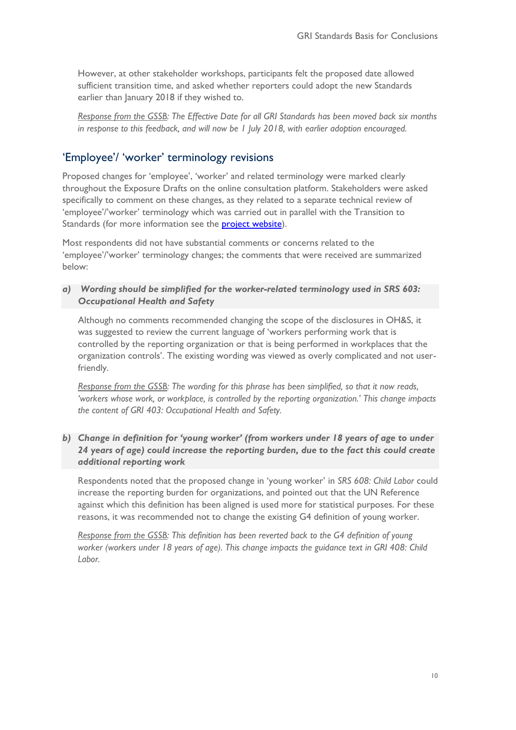However, at other stakeholder workshops, participants felt the proposed date allowed sufficient transition time, and asked whether reporters could adopt the new Standards earlier than January 2018 if they wished to.

*Response from the GSSB: The Effective Date for all GRI Standards has been moved back six months in response to this feedback, and will now be 1 July 2018, with earlier adoption encouraged.*

## 'Employee'/ 'worker' terminology revisions

Proposed changes for 'employee', 'worker' and related terminology were marked clearly throughout the Exposure Drafts on the online consultation platform. Stakeholders were asked specifically to comment on these changes, as they related to a separate technical review of 'employee'/'worker' terminology which was carried out in parallel with the Transition to Standards (for more information see the project website).

Most respondents did not have substantial comments or concerns related to the 'employee'/'worker' terminology changes; the comments that were received are summarized below:

***a) Wording should be simplified for the worker-related terminology used in SRS 603: Occupational Health and Safety***

Although no comments recommended changing the scope of the disclosures in OH&S, it was suggested to review the current language of 'workers performing work that is controlled by the reporting organization or that is being performed in workplaces that the organization controls'. The existing wording was viewed as overly complicated and not user-friendly.

*Response from the GSSB: The wording for this phrase has been simplified, so that it now reads, 'workers whose work, or workplace, is controlled by the reporting organization.' This change impacts the content of GRI 403: Occupational Health and Safety.*

***b) Change in definition for 'young worker' (from workers under 18 years of age to under 24 years of age) could increase the reporting burden, due to the fact this could create additional reporting work***

Respondents noted that the proposed change in 'young worker' in *SRS 608: Child Labor* could increase the reporting burden for organizations, and pointed out that the UN Reference against which this definition has been aligned is used more for statistical purposes. For these reasons, it was recommended not to change the existing G4 definition of young worker.

*Response from the GSSB: This definition has been reverted back to the G4 definition of young worker (workers under 18 years of age). This change impacts the guidance text in GRI 408: Child Labor.*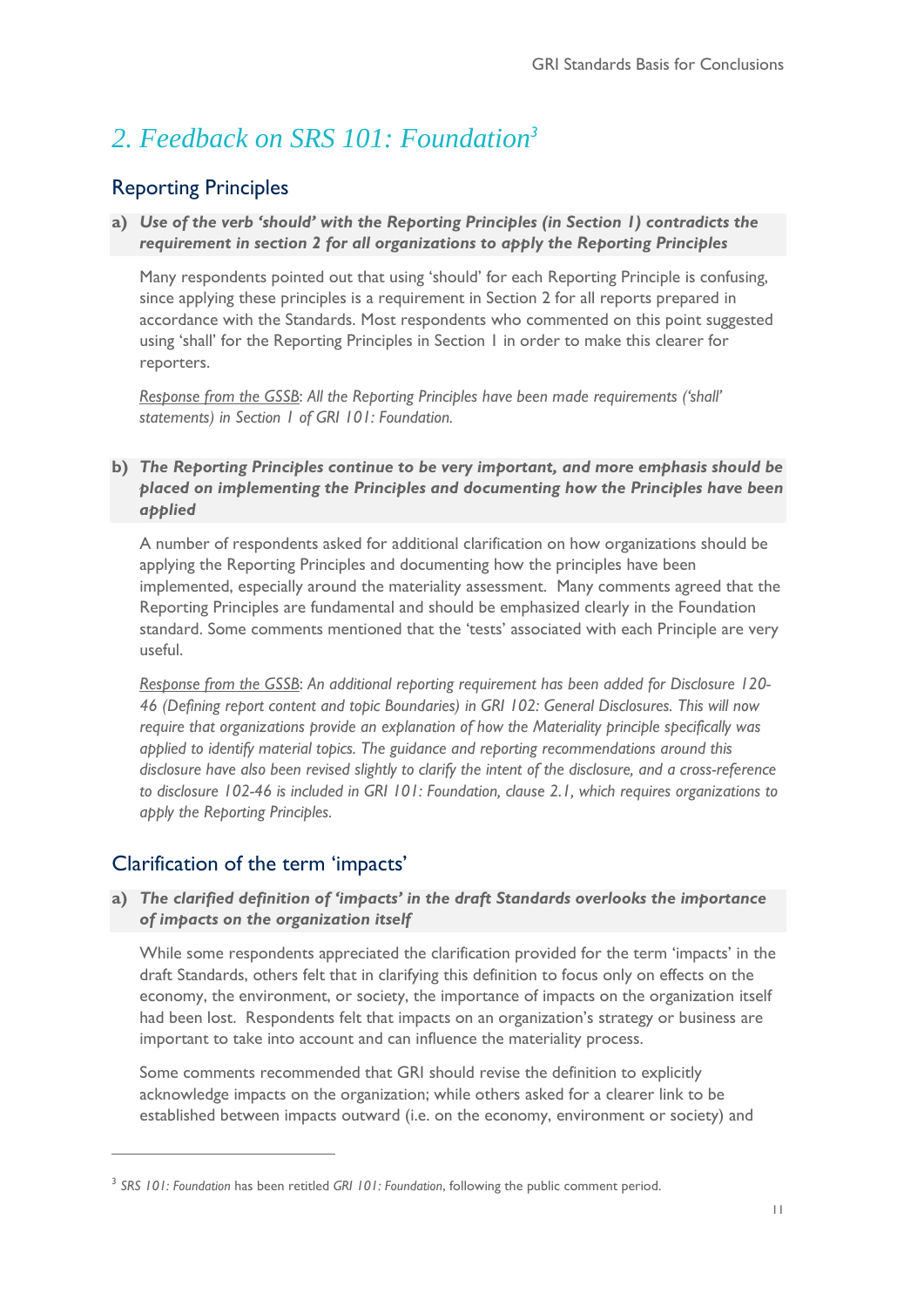## *2. Feedback on SRS 101: Foundation*[3]

### Reporting Principles

**a) *Use of the verb 'should' with the Reporting Principles (in Section 1) contradicts the requirement in section 2 for all organizations to apply the Reporting Principles***

Many respondents pointed out that using 'should' for each Reporting Principle is confusing, since applying these principles is a requirement in Section 2 for all reports prepared in accordance with the Standards. Most respondents who commented on this point suggested using 'shall' for the Reporting Principles in Section 1 in order to make this clearer for reporters.

*Response from the GSSB: All the Reporting Principles have been made requirements ('shall' statements) in Section 1 of GRI 101: Foundation.*

**b) *The Reporting Principles continue to be very important, and more emphasis should be placed on implementing the Principles and documenting how the Principles have been applied***

A number of respondents asked for additional clarification on how organizations should be applying the Reporting Principles and documenting how the principles have been implemented, especially around the materiality assessment. Many comments agreed that the Reporting Principles are fundamental and should be emphasized clearly in the Foundation standard. Some comments mentioned that the 'tests' associated with each Principle are very useful.

*Response from the GSSB: An additional reporting requirement has been added for Disclosure 120-46 (Defining report content and topic Boundaries) in GRI 102: General Disclosures. This will now require that organizations provide an explanation of how the Materiality principle specifically was applied to identify material topics. The guidance and reporting recommendations around this disclosure have also been revised slightly to clarify the intent of the disclosure, and a cross-reference to disclosure 102-46 is included in GRI 101: Foundation, clause 2.1, which requires organizations to apply the Reporting Principles.*

### Clarification of the term 'impacts'

**a) *The clarified definition of 'impacts' in the draft Standards overlooks the importance of impacts on the organization itself***

While some respondents appreciated the clarification provided for the term 'impacts' in the draft Standards, others felt that in clarifying this definition to focus only on effects on the economy, the environment, or society, the importance of impacts on the organization itself had been lost. Respondents felt that impacts on an organization's strategy or business are important to take into account and can influence the materiality process.

Some comments recommended that GRI should revise the definition to explicitly acknowledge impacts on the organization; while others asked for a clearer link to be established between impacts outward (i.e. on the economy, environment or society) and

[3] *SRS 101: Foundation* has been retitled *GRI 101: Foundation*, following the public comment period.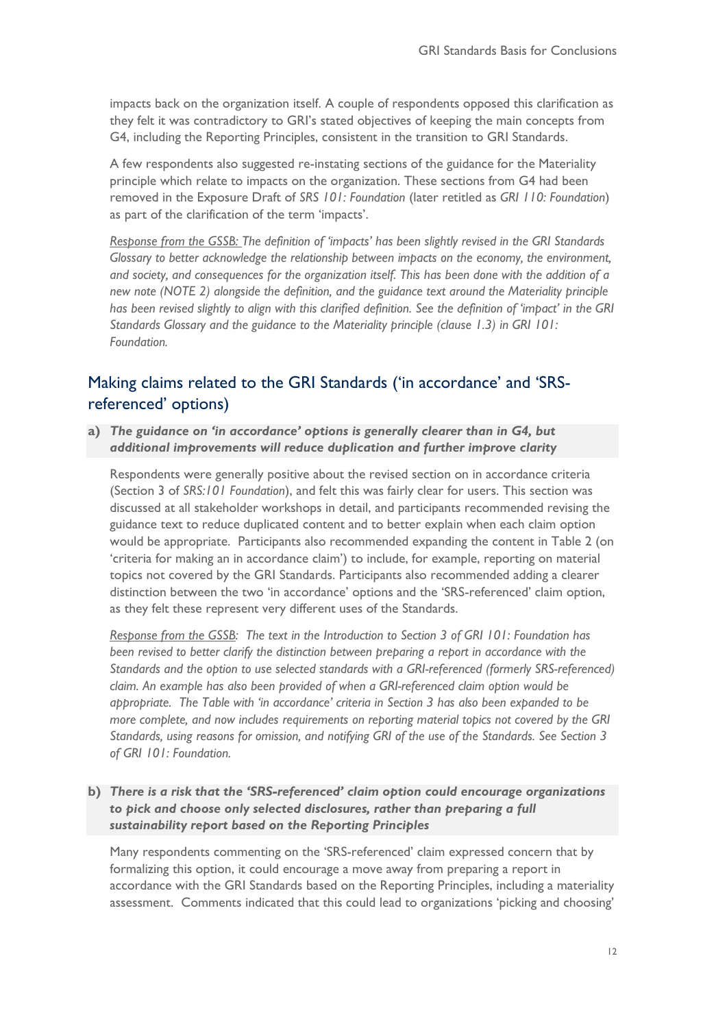impacts back on the organization itself. A couple of respondents opposed this clarification as they felt it was contradictory to GRI's stated objectives of keeping the main concepts from G4, including the Reporting Principles, consistent in the transition to GRI Standards.

A few respondents also suggested re-instating sections of the guidance for the Materiality principle which relate to impacts on the organization. These sections from G4 had been removed in the Exposure Draft of *SRS 101: Foundation* (later retitled as *GRI 110: Foundation*) as part of the clarification of the term 'impacts'.

*Response from the GSSB: The definition of 'impacts' has been slightly revised in the GRI Standards Glossary to better acknowledge the relationship between impacts on the economy, the environment, and society, and consequences for the organization itself. This has been done with the addition of a new note (NOTE 2) alongside the definition, and the guidance text around the Materiality principle has been revised slightly to align with this clarified definition. See the definition of 'impact' in the GRI Standards Glossary and the guidance to the Materiality principle (clause 1.3) in GRI 101: Foundation.*

## Making claims related to the GRI Standards ('in accordance' and 'SRS-referenced' options)

**a) *The guidance on 'in accordance' options is generally clearer than in G4, but additional improvements will reduce duplication and further improve clarity***

Respondents were generally positive about the revised section on in accordance criteria (Section 3 of *SRS:101 Foundation*), and felt this was fairly clear for users. This section was discussed at all stakeholder workshops in detail, and participants recommended revising the guidance text to reduce duplicated content and to better explain when each claim option would be appropriate. Participants also recommended expanding the content in Table 2 (on 'criteria for making an in accordance claim') to include, for example, reporting on material topics not covered by the GRI Standards. Participants also recommended adding a clearer distinction between the two 'in accordance' options and the 'SRS-referenced' claim option, as they felt these represent very different uses of the Standards.

*Response from the GSSB: The text in the Introduction to Section 3 of GRI 101: Foundation has been revised to better clarify the distinction between preparing a report in accordance with the Standards and the option to use selected standards with a GRI-referenced (formerly SRS-referenced) claim. An example has also been provided of when a GRI-referenced claim option would be appropriate. The Table with 'in accordance' criteria in Section 3 has also been expanded to be more complete, and now includes requirements on reporting material topics not covered by the GRI Standards, using reasons for omission, and notifying GRI of the use of the Standards. See Section 3 of GRI 101: Foundation.*

**b) *There is a risk that the 'SRS-referenced' claim option could encourage organizations to pick and choose only selected disclosures, rather than preparing a full sustainability report based on the Reporting Principles***

Many respondents commenting on the 'SRS-referenced' claim expressed concern that by formalizing this option, it could encourage a move away from preparing a report in accordance with the GRI Standards based on the Reporting Principles, including a materiality assessment. Comments indicated that this could lead to organizations 'picking and choosing'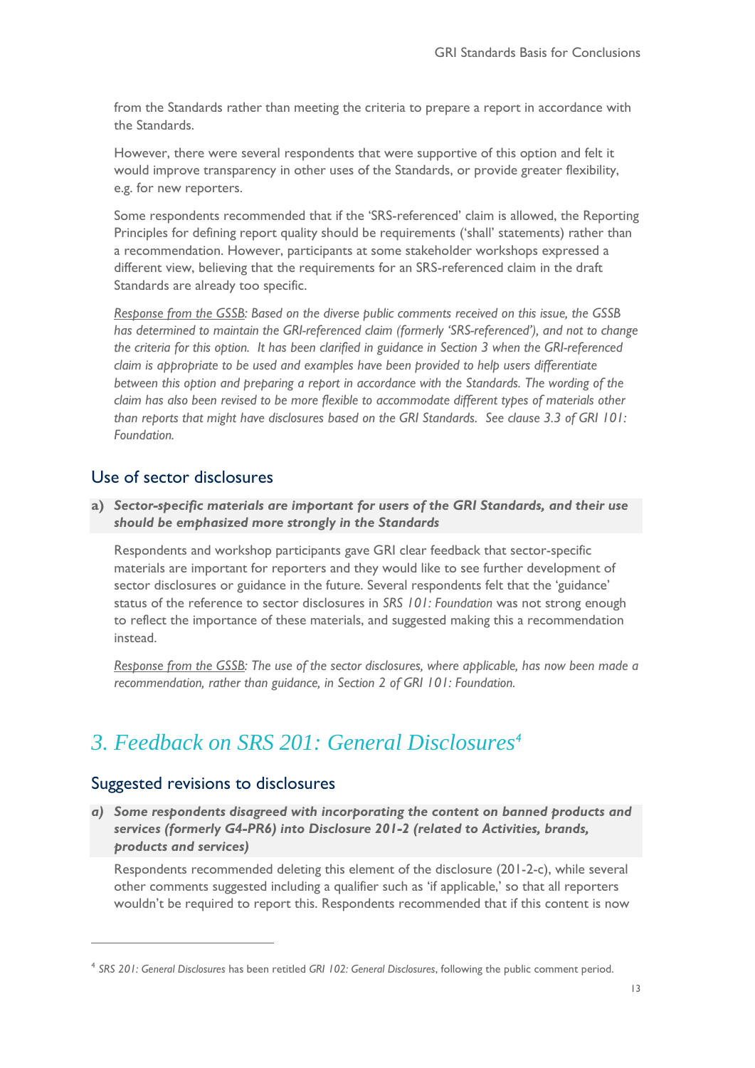from the Standards rather than meeting the criteria to prepare a report in accordance with the Standards.

However, there were several respondents that were supportive of this option and felt it would improve transparency in other uses of the Standards, or provide greater flexibility, e.g. for new reporters.

Some respondents recommended that if the 'SRS-referenced' claim is allowed, the Reporting Principles for defining report quality should be requirements ('shall' statements) rather than a recommendation. However, participants at some stakeholder workshops expressed a different view, believing that the requirements for an SRS-referenced claim in the draft Standards are already too specific.

*Response from the GSSB: Based on the diverse public comments received on this issue, the GSSB has determined to maintain the GRI-referenced claim (formerly 'SRS-referenced'), and not to change the criteria for this option. It has been clarified in guidance in Section 3 when the GRI-referenced claim is appropriate to be used and examples have been provided to help users differentiate between this option and preparing a report in accordance with the Standards. The wording of the claim has also been revised to be more flexible to accommodate different types of materials other than reports that might have disclosures based on the GRI Standards. See clause 3.3 of GRI 101: Foundation.*

## Use of sector disclosures

**a) *Sector-specific materials are important for users of the GRI Standards, and their use should be emphasized more strongly in the Standards***

Respondents and workshop participants gave GRI clear feedback that sector-specific materials are important for reporters and they would like to see further development of sector disclosures or guidance in the future. Several respondents felt that the 'guidance' status of the reference to sector disclosures in *SRS 101: Foundation* was not strong enough to reflect the importance of these materials, and suggested making this a recommendation instead.

*Response from the GSSB: The use of the sector disclosures, where applicable, has now been made a recommendation, rather than guidance, in Section 2 of GRI 101: Foundation.*

# 3. Feedback on SRS 201: General Disclosures[4]

## Suggested revisions to disclosures

**a) *Some respondents disagreed with incorporating the content on banned products and services (formerly G4-PR6) into Disclosure 201-2 (related to Activities, brands, products and services)***

Respondents recommended deleting this element of the disclosure (201-2-c), while several other comments suggested including a qualifier such as 'if applicable,' so that all reporters wouldn't be required to report this. Respondents recommended that if this content is now

---

[4] *SRS 201: General Disclosures* has been retitled *GRI 102: General Disclosures*, following the public comment period.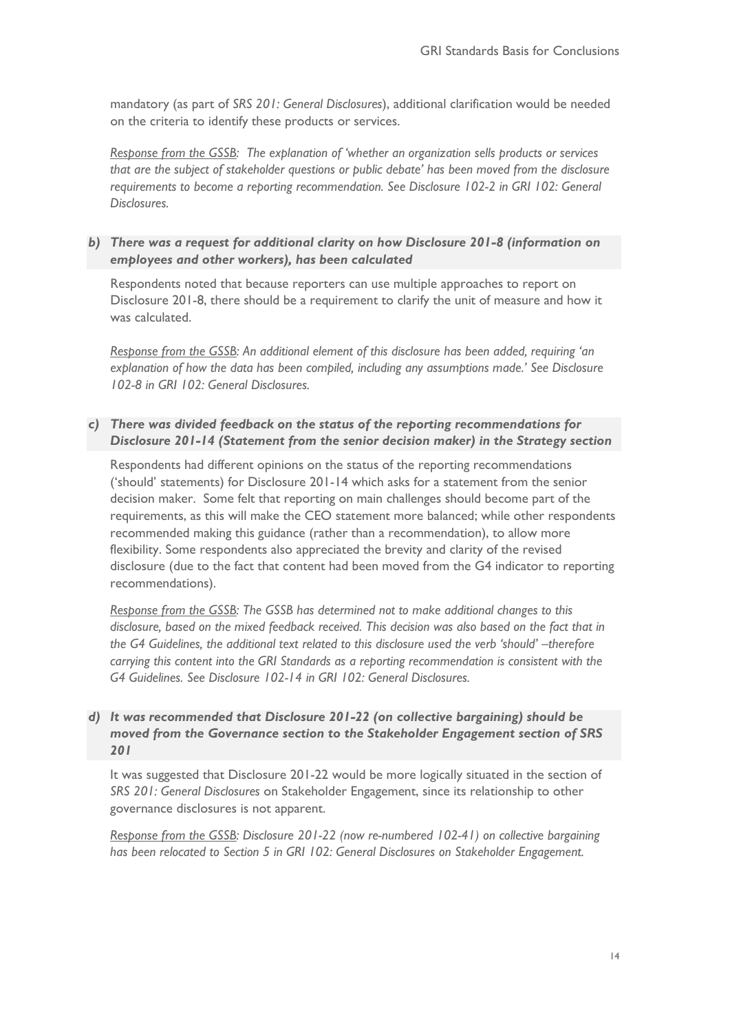mandatory (as part of *SRS 201: General Disclosures*), additional clarification would be needed on the criteria to identify these products or services.

*Response from the GSSB: The explanation of 'whether an organization sells products or services that are the subject of stakeholder questions or public debate' has been moved from the disclosure requirements to become a reporting recommendation. See Disclosure 102-2 in GRI 102: General Disclosures.*

### *b) There was a request for additional clarity on how Disclosure 201-8 (information on employees and other workers), has been calculated*

Respondents noted that because reporters can use multiple approaches to report on Disclosure 201-8, there should be a requirement to clarify the unit of measure and how it was calculated.

*Response from the GSSB: An additional element of this disclosure has been added, requiring 'an explanation of how the data has been compiled, including any assumptions made.' See Disclosure 102-8 in GRI 102: General Disclosures.*

### *c) There was divided feedback on the status of the reporting recommendations for Disclosure 201-14 (Statement from the senior decision maker) in the Strategy section*

Respondents had different opinions on the status of the reporting recommendations ('should' statements) for Disclosure 201-14 which asks for a statement from the senior decision maker. Some felt that reporting on main challenges should become part of the requirements, as this will make the CEO statement more balanced; while other respondents recommended making this guidance (rather than a recommendation), to allow more flexibility. Some respondents also appreciated the brevity and clarity of the revised disclosure (due to the fact that content had been moved from the G4 indicator to reporting recommendations).

*Response from the GSSB: The GSSB has determined not to make additional changes to this disclosure, based on the mixed feedback received. This decision was also based on the fact that in the G4 Guidelines, the additional text related to this disclosure used the verb 'should' –therefore carrying this content into the GRI Standards as a reporting recommendation is consistent with the G4 Guidelines. See Disclosure 102-14 in GRI 102: General Disclosures.*

### *d) It was recommended that Disclosure 201-22 (on collective bargaining) should be moved from the Governance section to the Stakeholder Engagement section of SRS 201*

It was suggested that Disclosure 201-22 would be more logically situated in the section of *SRS 201: General Disclosures* on Stakeholder Engagement, since its relationship to other governance disclosures is not apparent.

*Response from the GSSB: Disclosure 201-22 (now re-numbered 102-41) on collective bargaining has been relocated to Section 5 in GRI 102: General Disclosures on Stakeholder Engagement.*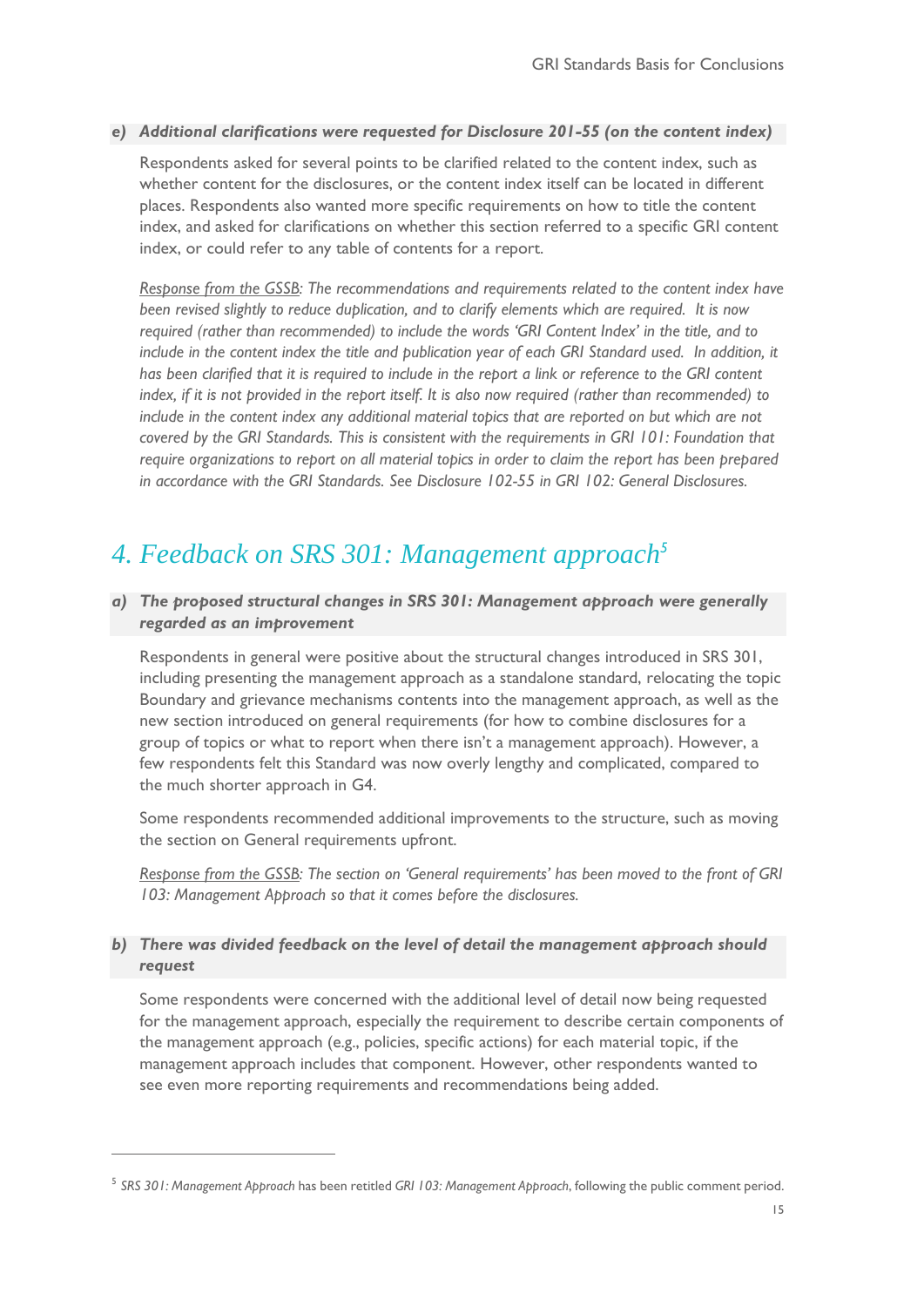***e) Additional clarifications were requested for Disclosure 201-55 (on the content index)***

Respondents asked for several points to be clarified related to the content index, such as whether content for the disclosures, or the content index itself can be located in different places. Respondents also wanted more specific requirements on how to title the content index, and asked for clarifications on whether this section referred to a specific GRI content index, or could refer to any table of contents for a report.

*Response from the GSSB: The recommendations and requirements related to the content index have been revised slightly to reduce duplication, and to clarify elements which are required. It is now required (rather than recommended) to include the words 'GRI Content Index' in the title, and to include in the content index the title and publication year of each GRI Standard used. In addition, it has been clarified that it is required to include in the report a link or reference to the GRI content index, if it is not provided in the report itself. It is also now required (rather than recommended) to include in the content index any additional material topics that are reported on but which are not covered by the GRI Standards. This is consistent with the requirements in GRI 101: Foundation that require organizations to report on all material topics in order to claim the report has been prepared in accordance with the GRI Standards. See Disclosure 102-55 in GRI 102: General Disclosures.*

# 4. Feedback on SRS 301: Management approach[5]

***a) The proposed structural changes in SRS 301: Management approach were generally regarded as an improvement***

Respondents in general were positive about the structural changes introduced in SRS 301, including presenting the management approach as a standalone standard, relocating the topic Boundary and grievance mechanisms contents into the management approach, as well as the new section introduced on general requirements (for how to combine disclosures for a group of topics or what to report when there isn't a management approach). However, a few respondents felt this Standard was now overly lengthy and complicated, compared to the much shorter approach in G4.

Some respondents recommended additional improvements to the structure, such as moving the section on General requirements upfront.

*Response from the GSSB: The section on 'General requirements' has been moved to the front of GRI 103: Management Approach so that it comes before the disclosures.*

***b) There was divided feedback on the level of detail the management approach should request***

Some respondents were concerned with the additional level of detail now being requested for the management approach, especially the requirement to describe certain components of the management approach (e.g., policies, specific actions) for each material topic, if the management approach includes that component. However, other respondents wanted to see even more reporting requirements and recommendations being added.

---

[5] *SRS 301: Management Approach* has been retitled *GRI 103: Management Approach*, following the public comment period.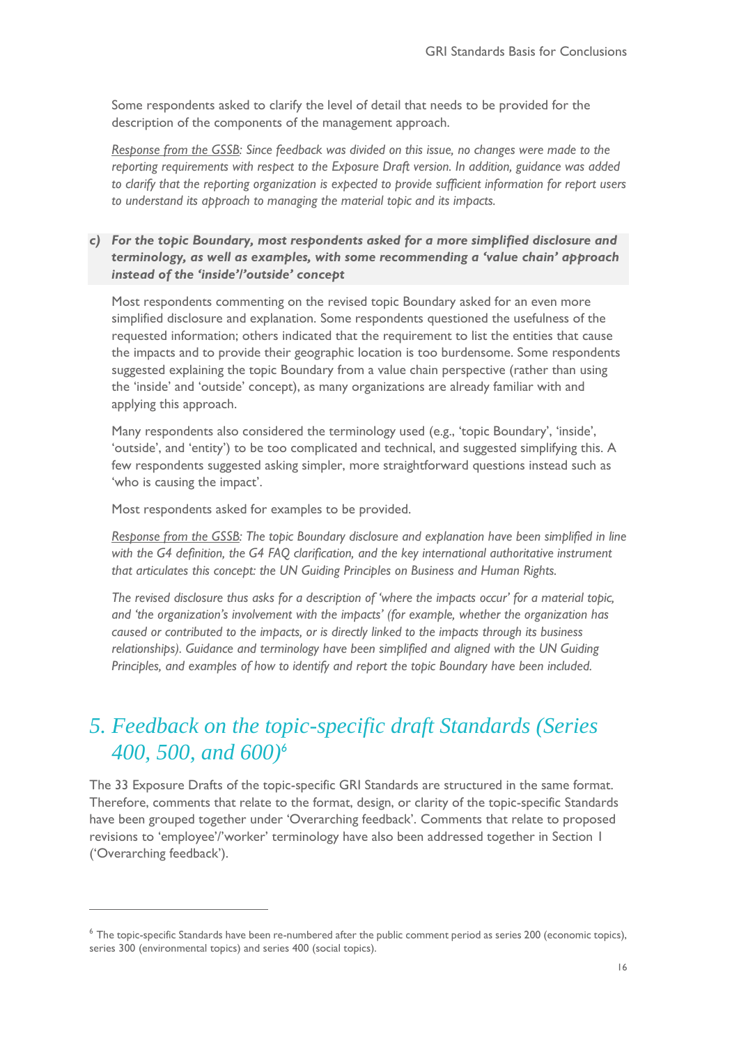Some respondents asked to clarify the level of detail that needs to be provided for the description of the components of the management approach.

*Response from the GSSB: Since feedback was divided on this issue, no changes were made to the reporting requirements with respect to the Exposure Draft version. In addition, guidance was added to clarify that the reporting organization is expected to provide sufficient information for report users to understand its approach to managing the material topic and its impacts.*

***c) For the topic Boundary, most respondents asked for a more simplified disclosure and terminology, as well as examples, with some recommending a 'value chain' approach instead of the 'inside'/'outside' concept***

Most respondents commenting on the revised topic Boundary asked for an even more simplified disclosure and explanation. Some respondents questioned the usefulness of the requested information; others indicated that the requirement to list the entities that cause the impacts and to provide their geographic location is too burdensome. Some respondents suggested explaining the topic Boundary from a value chain perspective (rather than using the 'inside' and 'outside' concept), as many organizations are already familiar with and applying this approach.

Many respondents also considered the terminology used (e.g., 'topic Boundary', 'inside', 'outside', and 'entity') to be too complicated and technical, and suggested simplifying this. A few respondents suggested asking simpler, more straightforward questions instead such as 'who is causing the impact'.

Most respondents asked for examples to be provided.

*Response from the GSSB: The topic Boundary disclosure and explanation have been simplified in line with the G4 definition, the G4 FAQ clarification, and the key international authoritative instrument that articulates this concept: the UN Guiding Principles on Business and Human Rights.*

*The revised disclosure thus asks for a description of 'where the impacts occur' for a material topic, and 'the organization's involvement with the impacts' (for example, whether the organization has caused or contributed to the impacts, or is directly linked to the impacts through its business relationships). Guidance and terminology have been simplified and aligned with the UN Guiding Principles, and examples of how to identify and report the topic Boundary have been included.*

# 5. Feedback on the topic-specific draft Standards (Series 400, 500, and 600)[6]

The 33 Exposure Drafts of the topic-specific GRI Standards are structured in the same format. Therefore, comments that relate to the format, design, or clarity of the topic-specific Standards have been grouped together under 'Overarching feedback'. Comments that relate to proposed revisions to 'employee'/'worker' terminology have also been addressed together in Section 1 ('Overarching feedback').

[6] The topic-specific Standards have been re-numbered after the public comment period as series 200 (economic topics), series 300 (environmental topics) and series 400 (social topics).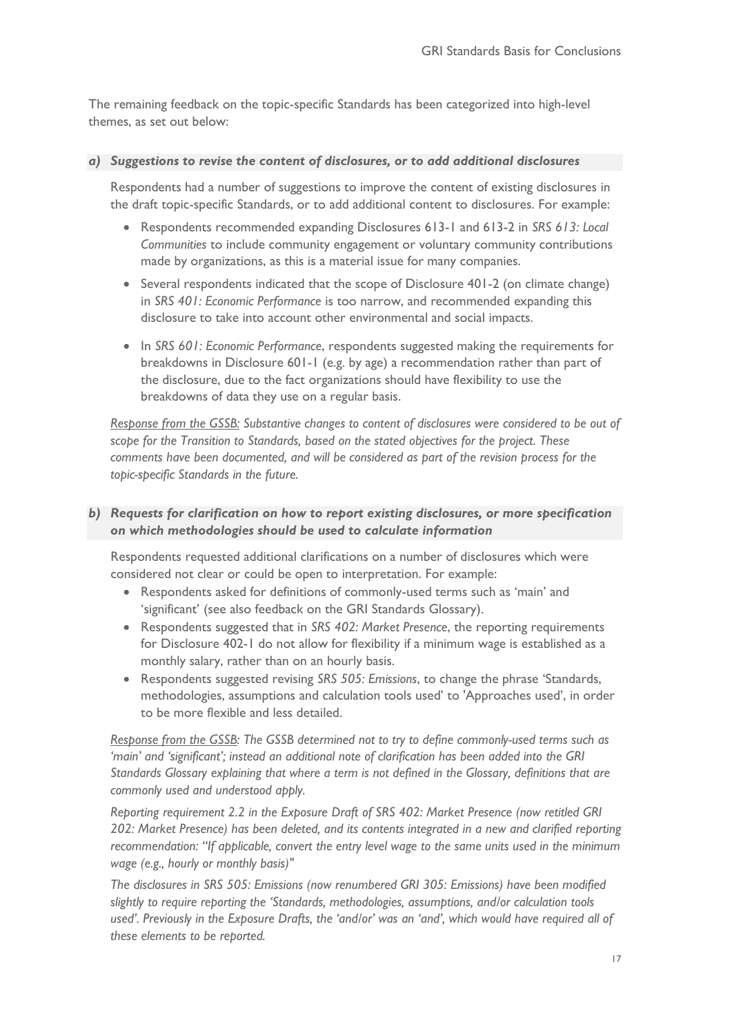The remaining feedback on the topic-specific Standards has been categorized into high-level themes, as set out below:

### *a) Suggestions to revise the content of disclosures, or to add additional disclosures*

Respondents had a number of suggestions to improve the content of existing disclosures in the draft topic-specific Standards, or to add additional content to disclosures. For example:

- Respondents recommended expanding Disclosures 613-1 and 613-2 in *SRS 613: Local Communities* to include community engagement or voluntary community contributions made by organizations, as this is a material issue for many companies.
- Several respondents indicated that the scope of Disclosure 401-2 (on climate change) in *SRS 401: Economic Performance* is too narrow, and recommended expanding this disclosure to take into account other environmental and social impacts.
- In *SRS 601: Economic Performance*, respondents suggested making the requirements for breakdowns in Disclosure 601-1 (e.g. by age) a recommendation rather than part of the disclosure, due to the fact organizations should have flexibility to use the breakdowns of data they use on a regular basis.

*Response from the GSSB: Substantive changes to content of disclosures were considered to be out of scope for the Transition to Standards, based on the stated objectives for the project. These comments have been documented, and will be considered as part of the revision process for the topic-specific Standards in the future.*

### *b) Requests for clarification on how to report existing disclosures, or more specification on which methodologies should be used to calculate information*

Respondents requested additional clarifications on a number of disclosures which were considered not clear or could be open to interpretation. For example:

- Respondents asked for definitions of commonly-used terms such as 'main' and 'significant' (see also feedback on the GRI Standards Glossary).
- Respondents suggested that in *SRS 402: Market Presence*, the reporting requirements for Disclosure 402-1 do not allow for flexibility if a minimum wage is established as a monthly salary, rather than on an hourly basis.
- Respondents suggested revising *SRS 505: Emissions*, to change the phrase 'Standards, methodologies, assumptions and calculation tools used' to 'Approaches used', in order to be more flexible and less detailed.

*Response from the GSSB: The GSSB determined not to try to define commonly-used terms such as 'main' and 'significant'; instead an additional note of clarification has been added into the GRI Standards Glossary explaining that where a term is not defined in the Glossary, definitions that are commonly used and understood apply.*

*Reporting requirement 2.2 in the Exposure Draft of SRS 402: Market Presence (now retitled GRI 202: Market Presence) has been deleted, and its contents integrated in a new and clarified reporting recommendation: "If applicable, convert the entry level wage to the same units used in the minimum wage (e.g., hourly or monthly basis)"*

*The disclosures in SRS 505: Emissions (now renumbered GRI 305: Emissions) have been modified slightly to require reporting the 'Standards, methodologies, assumptions, and/or calculation tools used'. Previously in the Exposure Drafts, the 'and/or' was an 'and', which would have required all of these elements to be reported.*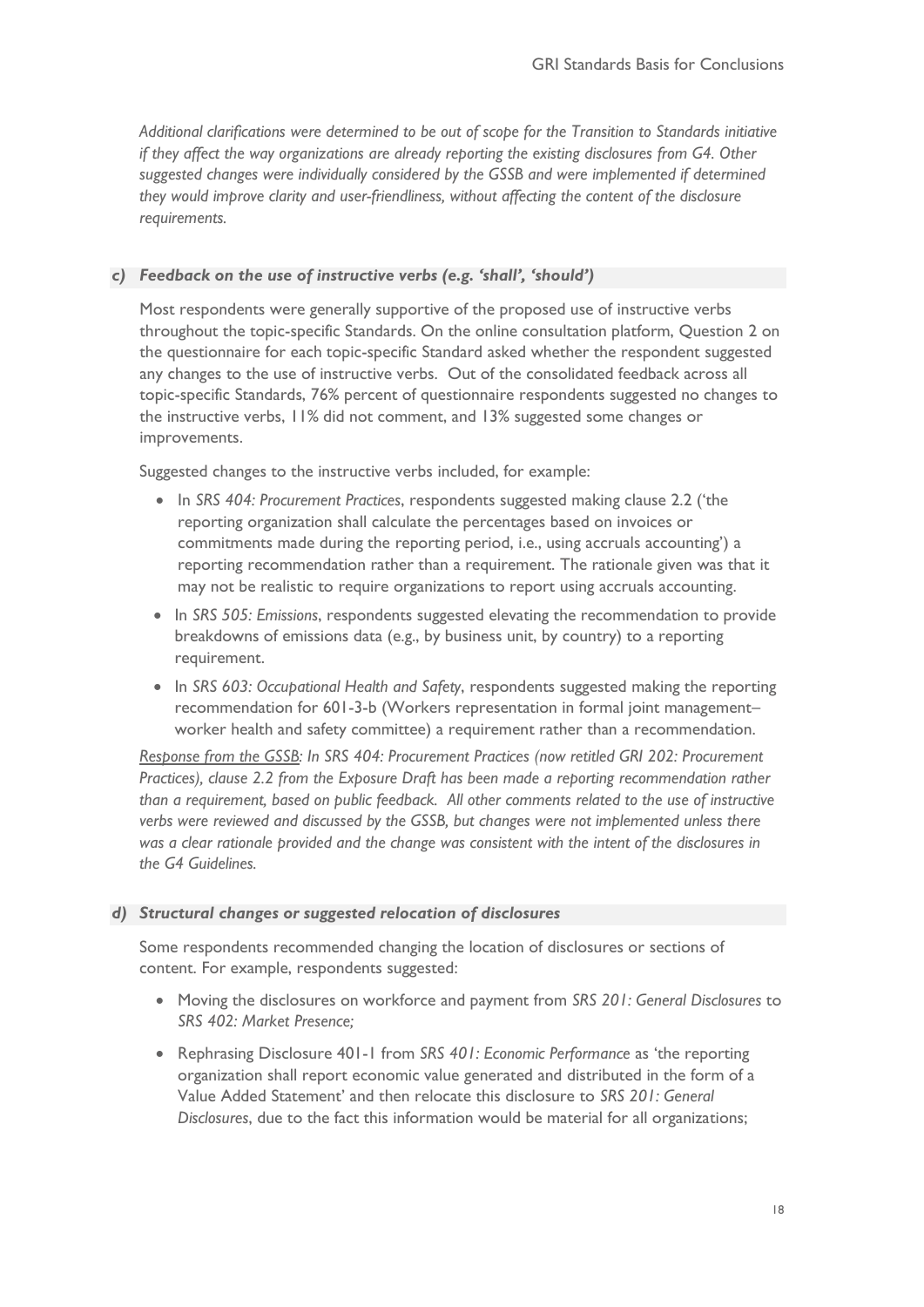*Additional clarifications were determined to be out of scope for the Transition to Standards initiative if they affect the way organizations are already reporting the existing disclosures from G4. Other suggested changes were individually considered by the GSSB and were implemented if determined they would improve clarity and user-friendliness, without affecting the content of the disclosure requirements.*

### *c) Feedback on the use of instructive verbs (e.g. 'shall', 'should')*

Most respondents were generally supportive of the proposed use of instructive verbs throughout the topic-specific Standards. On the online consultation platform, Question 2 on the questionnaire for each topic-specific Standard asked whether the respondent suggested any changes to the use of instructive verbs. Out of the consolidated feedback across all topic-specific Standards, 76% percent of questionnaire respondents suggested no changes to the instructive verbs, 11% did not comment, and 13% suggested some changes or improvements.

Suggested changes to the instructive verbs included, for example:

- In *SRS 404: Procurement Practices*, respondents suggested making clause 2.2 ('the reporting organization shall calculate the percentages based on invoices or commitments made during the reporting period, i.e., using accruals accounting') a reporting recommendation rather than a requirement. The rationale given was that it may not be realistic to require organizations to report using accruals accounting.
- In *SRS 505: Emissions*, respondents suggested elevating the recommendation to provide breakdowns of emissions data (e.g., by business unit, by country) to a reporting requirement.
- In *SRS 603: Occupational Health and Safety*, respondents suggested making the reporting recommendation for 601-3-b (Workers representation in formal joint management–worker health and safety committee) a requirement rather than a recommendation.

*Response from the GSSB: In SRS 404: Procurement Practices (now retitled GRI 202: Procurement Practices), clause 2.2 from the Exposure Draft has been made a reporting recommendation rather than a requirement, based on public feedback. All other comments related to the use of instructive verbs were reviewed and discussed by the GSSB, but changes were not implemented unless there was a clear rationale provided and the change was consistent with the intent of the disclosures in the G4 Guidelines.*

### *d) Structural changes or suggested relocation of disclosures*

Some respondents recommended changing the location of disclosures or sections of content. For example, respondents suggested:

- Moving the disclosures on workforce and payment from *SRS 201: General Disclosures* to *SRS 402: Market Presence;*
- Rephrasing Disclosure 401-1 from *SRS 401: Economic Performance* as 'the reporting organization shall report economic value generated and distributed in the form of a Value Added Statement' and then relocate this disclosure to *SRS 201: General Disclosures*, due to the fact this information would be material for all organizations;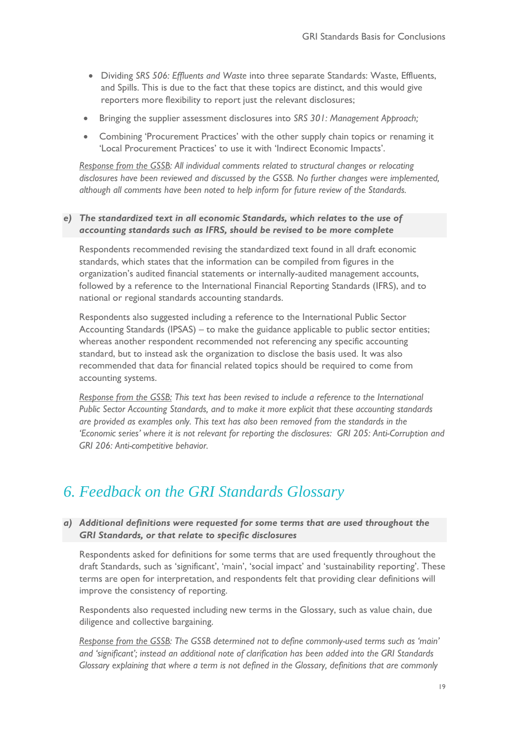- Dividing *SRS 506: Effluents and Waste* into three separate Standards: Waste, Effluents, and Spills. This is due to the fact that these topics are distinct, and this would give reporters more flexibility to report just the relevant disclosures;
- Bringing the supplier assessment disclosures into *SRS 301: Management Approach;*
- Combining 'Procurement Practices' with the other supply chain topics or renaming it 'Local Procurement Practices' to use it with 'Indirect Economic Impacts'.

*Response from the GSSB: All individual comments related to structural changes or relocating disclosures have been reviewed and discussed by the GSSB. No further changes were implemented, although all comments have been noted to help inform for future review of the Standards.*

### e) *The standardized text in all economic Standards, which relates to the use of accounting standards such as IFRS, should be revised to be more complete*

Respondents recommended revising the standardized text found in all draft economic standards, which states that the information can be compiled from figures in the organization's audited financial statements or internally-audited management accounts, followed by a reference to the International Financial Reporting Standards (IFRS), and to national or regional standards accounting standards.

Respondents also suggested including a reference to the International Public Sector Accounting Standards (IPSAS) – to make the guidance applicable to public sector entities; whereas another respondent recommended not referencing any specific accounting standard, but to instead ask the organization to disclose the basis used. It was also recommended that data for financial related topics should be required to come from accounting systems.

*Response from the GSSB: This text has been revised to include a reference to the International Public Sector Accounting Standards, and to make it more explicit that these accounting standards are provided as examples only. This text has also been removed from the standards in the 'Economic series' where it is not relevant for reporting the disclosures: GRI 205: Anti-Corruption and GRI 206: Anti-competitive behavior.*

## 6. Feedback on the GRI Standards Glossary

### a) *Additional definitions were requested for some terms that are used throughout the GRI Standards, or that relate to specific disclosures*

Respondents asked for definitions for some terms that are used frequently throughout the draft Standards, such as 'significant', 'main', 'social impact' and 'sustainability reporting'. These terms are open for interpretation, and respondents felt that providing clear definitions will improve the consistency of reporting.

Respondents also requested including new terms in the Glossary, such as value chain, due diligence and collective bargaining.

*Response from the GSSB: The GSSB determined not to define commonly-used terms such as 'main' and 'significant'; instead an additional note of clarification has been added into the GRI Standards Glossary explaining that where a term is not defined in the Glossary, definitions that are commonly*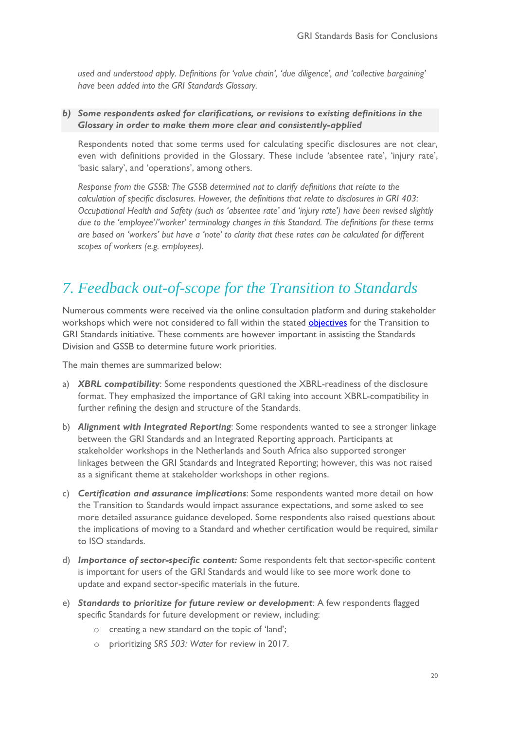*used and understood apply. Definitions for 'value chain', 'due diligence', and 'collective bargaining' have been added into the GRI Standards Glossary.*

***b) Some respondents asked for clarifications, or revisions to existing definitions in the Glossary in order to make them more clear and consistently-applied***

Respondents noted that some terms used for calculating specific disclosures are not clear, even with definitions provided in the Glossary. These include 'absentee rate', 'injury rate', 'basic salary', and 'operations', among others.

*Response from the GSSB: The GSSB determined not to clarify definitions that relate to the calculation of specific disclosures. However, the definitions that relate to disclosures in GRI 403: Occupational Health and Safety (such as 'absentee rate' and 'injury rate') have been revised slightly due to the 'employee'/'worker' terminology changes in this Standard. The definitions for these terms are based on 'workers' but have a 'note' to clarity that these rates can be calculated for different scopes of workers (e.g. employees).*

# 7. Feedback out-of-scope for the Transition to Standards

Numerous comments were received via the online consultation platform and during stakeholder workshops which were not considered to fall within the stated objectives for the Transition to GRI Standards initiative. These comments are however important in assisting the Standards Division and GSSB to determine future work priorities.

The main themes are summarized below:

a) ***XBRL compatibility***: Some respondents questioned the XBRL-readiness of the disclosure format. They emphasized the importance of GRI taking into account XBRL-compatibility in further refining the design and structure of the Standards.

b) ***Alignment with Integrated Reporting***: Some respondents wanted to see a stronger linkage between the GRI Standards and an Integrated Reporting approach. Participants at stakeholder workshops in the Netherlands and South Africa also supported stronger linkages between the GRI Standards and Integrated Reporting; however, this was not raised as a significant theme at stakeholder workshops in other regions.

c) ***Certification and assurance implications***: Some respondents wanted more detail on how the Transition to Standards would impact assurance expectations, and some asked to see more detailed assurance guidance developed. Some respondents also raised questions about the implications of moving to a Standard and whether certification would be required, similar to ISO standards.

d) ***Importance of sector-specific content:*** Some respondents felt that sector-specific content is important for users of the GRI Standards and would like to see more work done to update and expand sector-specific materials in the future.

e) ***Standards to prioritize for future review or development***: A few respondents flagged specific Standards for future development or review, including:
   - creating a new standard on the topic of 'land';
   - prioritizing *SRS 503: Water* for review in 2017.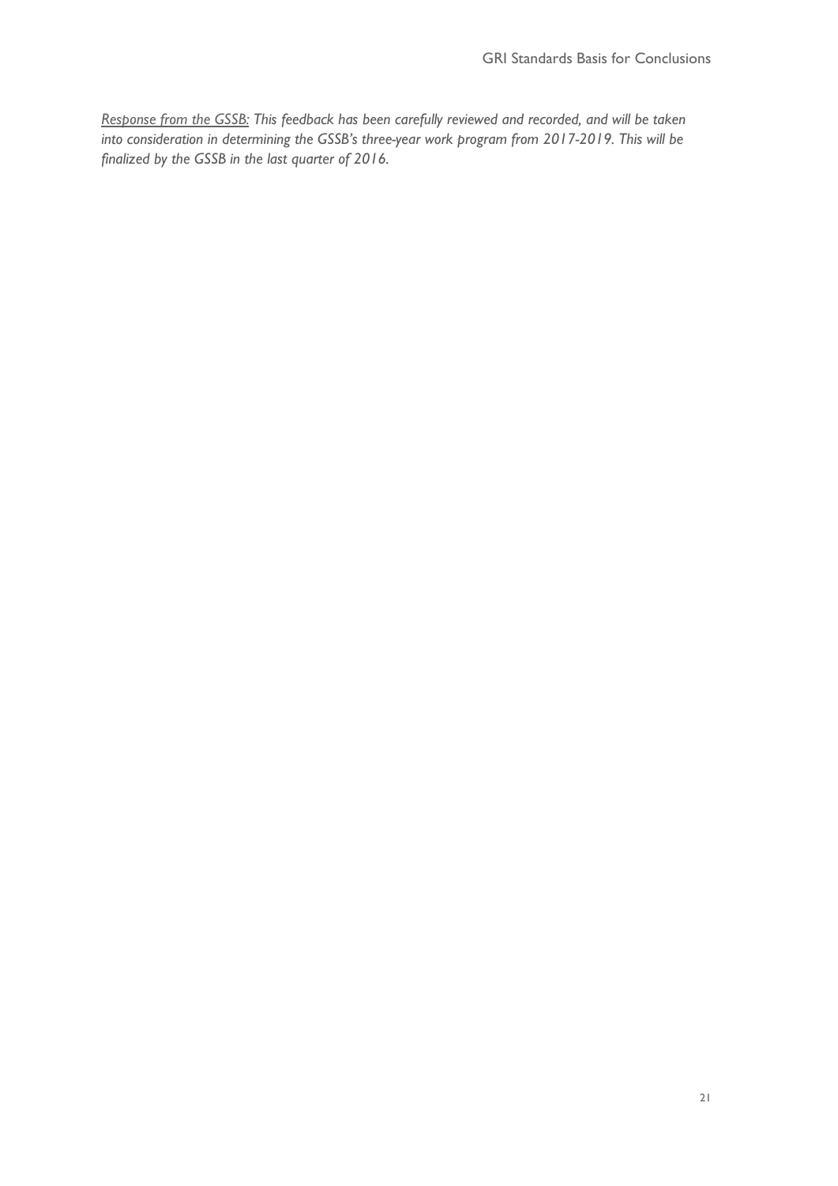*<u>Response from the GSSB:</u> This feedback has been carefully reviewed and recorded, and will be taken into consideration in determining the GSSB's three-year work program from 2017-2019. This will be finalized by the GSSB in the last quarter of 2016.*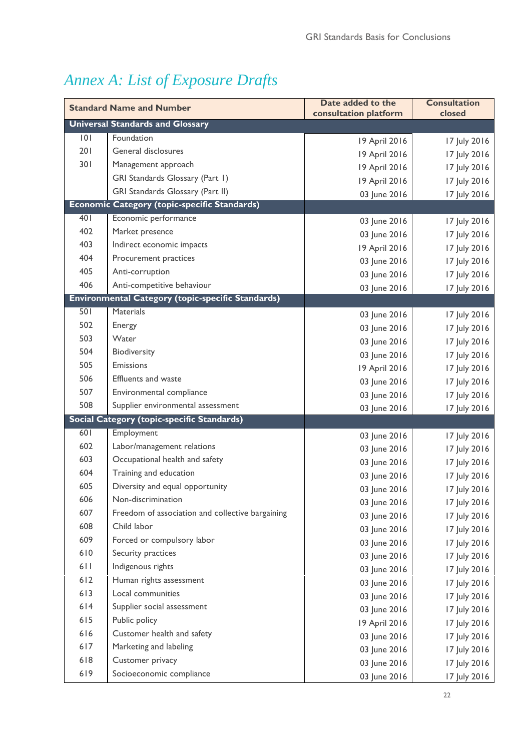## Annex A: List of Exposure Drafts

| Standard Name and Number | | Date added to the consultation platform | Consultation closed |
|---|---|---|---|
| **Universal Standards and Glossary** | | | |
| 101 | Foundation | 19 April 2016 | 17 July 2016 |
| 201 | General disclosures | 19 April 2016 | 17 July 2016 |
| 301 | Management approach | 19 April 2016 | 17 July 2016 |
| | GRI Standards Glossary (Part I) | 19 April 2016 | 17 July 2016 |
| | GRI Standards Glossary (Part II) | 03 June 2016 | 17 July 2016 |
| **Economic Category (topic-specific Standards)** | | | |
| 401 | Economic performance | 03 June 2016 | 17 July 2016 |
| 402 | Market presence | 03 June 2016 | 17 July 2016 |
| 403 | Indirect economic impacts | 19 April 2016 | 17 July 2016 |
| 404 | Procurement practices | 03 June 2016 | 17 July 2016 |
| 405 | Anti-corruption | 03 June 2016 | 17 July 2016 |
| 406 | Anti-competitive behaviour | 03 June 2016 | 17 July 2016 |
| **Environmental Category (topic-specific Standards)** | | | |
| 501 | Materials | 03 June 2016 | 17 July 2016 |
| 502 | Energy | 03 June 2016 | 17 July 2016 |
| 503 | Water | 03 June 2016 | 17 July 2016 |
| 504 | Biodiversity | 03 June 2016 | 17 July 2016 |
| 505 | Emissions | 19 April 2016 | 17 July 2016 |
| 506 | Effluents and waste | 03 June 2016 | 17 July 2016 |
| 507 | Environmental compliance | 03 June 2016 | 17 July 2016 |
| 508 | Supplier environmental assessment | 03 June 2016 | 17 July 2016 |
| **Social Category (topic-specific Standards)** | | | |
| 601 | Employment | 03 June 2016 | 17 July 2016 |
| 602 | Labor/management relations | 03 June 2016 | 17 July 2016 |
| 603 | Occupational health and safety | 03 June 2016 | 17 July 2016 |
| 604 | Training and education | 03 June 2016 | 17 July 2016 |
| 605 | Diversity and equal opportunity | 03 June 2016 | 17 July 2016 |
| 606 | Non-discrimination | 03 June 2016 | 17 July 2016 |
| 607 | Freedom of association and collective bargaining | 03 June 2016 | 17 July 2016 |
| 608 | Child labor | 03 June 2016 | 17 July 2016 |
| 609 | Forced or compulsory labor | 03 June 2016 | 17 July 2016 |
| 610 | Security practices | 03 June 2016 | 17 July 2016 |
| 611 | Indigenous rights | 03 June 2016 | 17 July 2016 |
| 612 | Human rights assessment | 03 June 2016 | 17 July 2016 |
| 613 | Local communities | 03 June 2016 | 17 July 2016 |
| 614 | Supplier social assessment | 03 June 2016 | 17 July 2016 |
| 615 | Public policy | 19 April 2016 | 17 July 2016 |
| 616 | Customer health and safety | 03 June 2016 | 17 July 2016 |
| 617 | Marketing and labeling | 03 June 2016 | 17 July 2016 |
| 618 | Customer privacy | 03 June 2016 | 17 July 2016 |
| 619 | Socioeconomic compliance | 03 June 2016 | 17 July 2016 |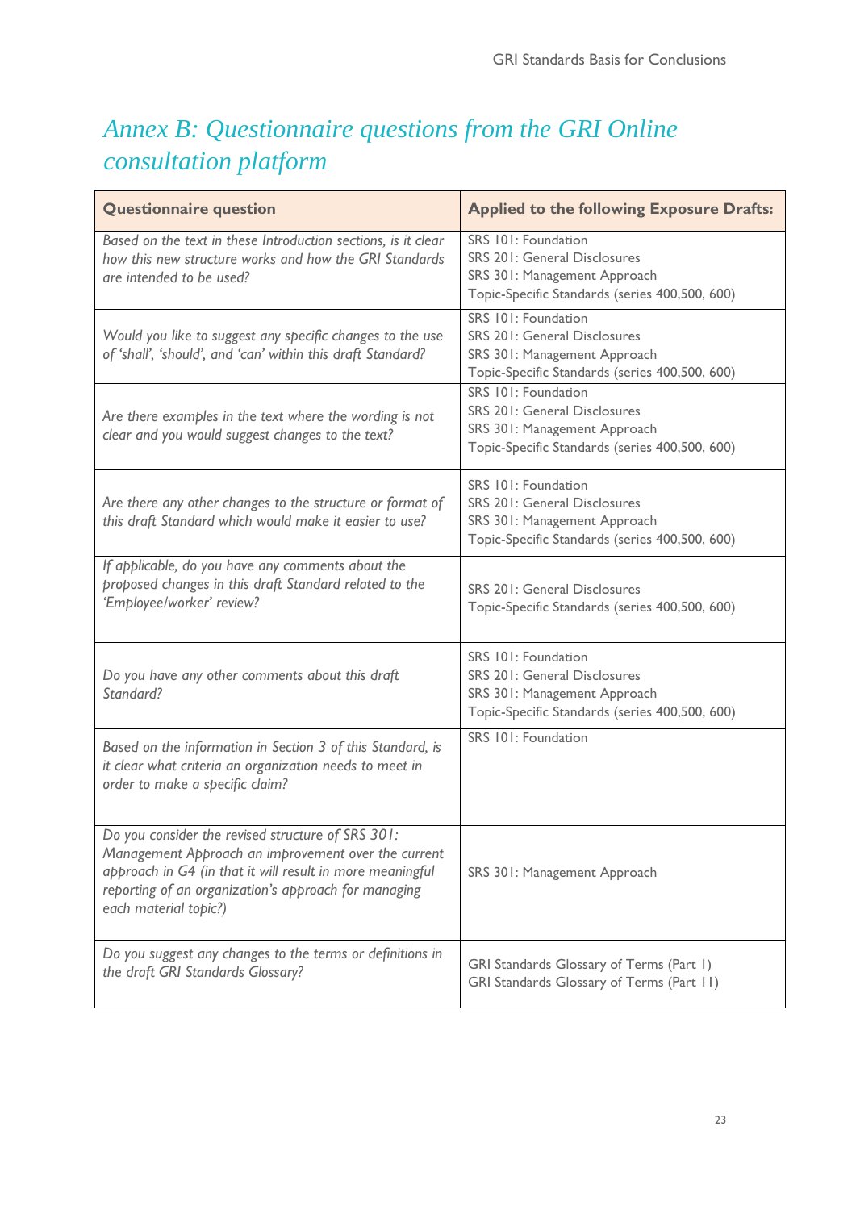# *Annex B: Questionnaire questions from the GRI Online consultation platform*

| Questionnaire question | Applied to the following Exposure Drafts: |
|---|---|
| *Based on the text in these Introduction sections, is it clear how this new structure works and how the GRI Standards are intended to be used?* | SRS 101: Foundation<br>SRS 201: General Disclosures<br>SRS 301: Management Approach<br>Topic-Specific Standards (series 400,500, 600) |
| *Would you like to suggest any specific changes to the use of 'shall', 'should', and 'can' within this draft Standard?* | SRS 101: Foundation<br>SRS 201: General Disclosures<br>SRS 301: Management Approach<br>Topic-Specific Standards (series 400,500, 600) |
| *Are there examples in the text where the wording is not clear and you would suggest changes to the text?* | SRS 101: Foundation<br>SRS 201: General Disclosures<br>SRS 301: Management Approach<br>Topic-Specific Standards (series 400,500, 600) |
| *Are there any other changes to the structure or format of this draft Standard which would make it easier to use?* | SRS 101: Foundation<br>SRS 201: General Disclosures<br>SRS 301: Management Approach<br>Topic-Specific Standards (series 400,500, 600) |
| *If applicable, do you have any comments about the proposed changes in this draft Standard related to the 'Employee/worker' review?* | SRS 201: General Disclosures<br>Topic-Specific Standards (series 400,500, 600) |
| *Do you have any other comments about this draft Standard?* | SRS 101: Foundation<br>SRS 201: General Disclosures<br>SRS 301: Management Approach<br>Topic-Specific Standards (series 400,500, 600) |
| *Based on the information in Section 3 of this Standard, is it clear what criteria an organization needs to meet in order to make a specific claim?* | SRS 101: Foundation |
| *Do you consider the revised structure of SRS 301: Management Approach an improvement over the current approach in G4 (in that it will result in more meaningful reporting of an organization's approach for managing each material topic?)* | SRS 301: Management Approach |
| *Do you suggest any changes to the terms or definitions in the draft GRI Standards Glossary?* | GRI Standards Glossary of Terms (Part I)<br>GRI Standards Glossary of Terms (Part II) |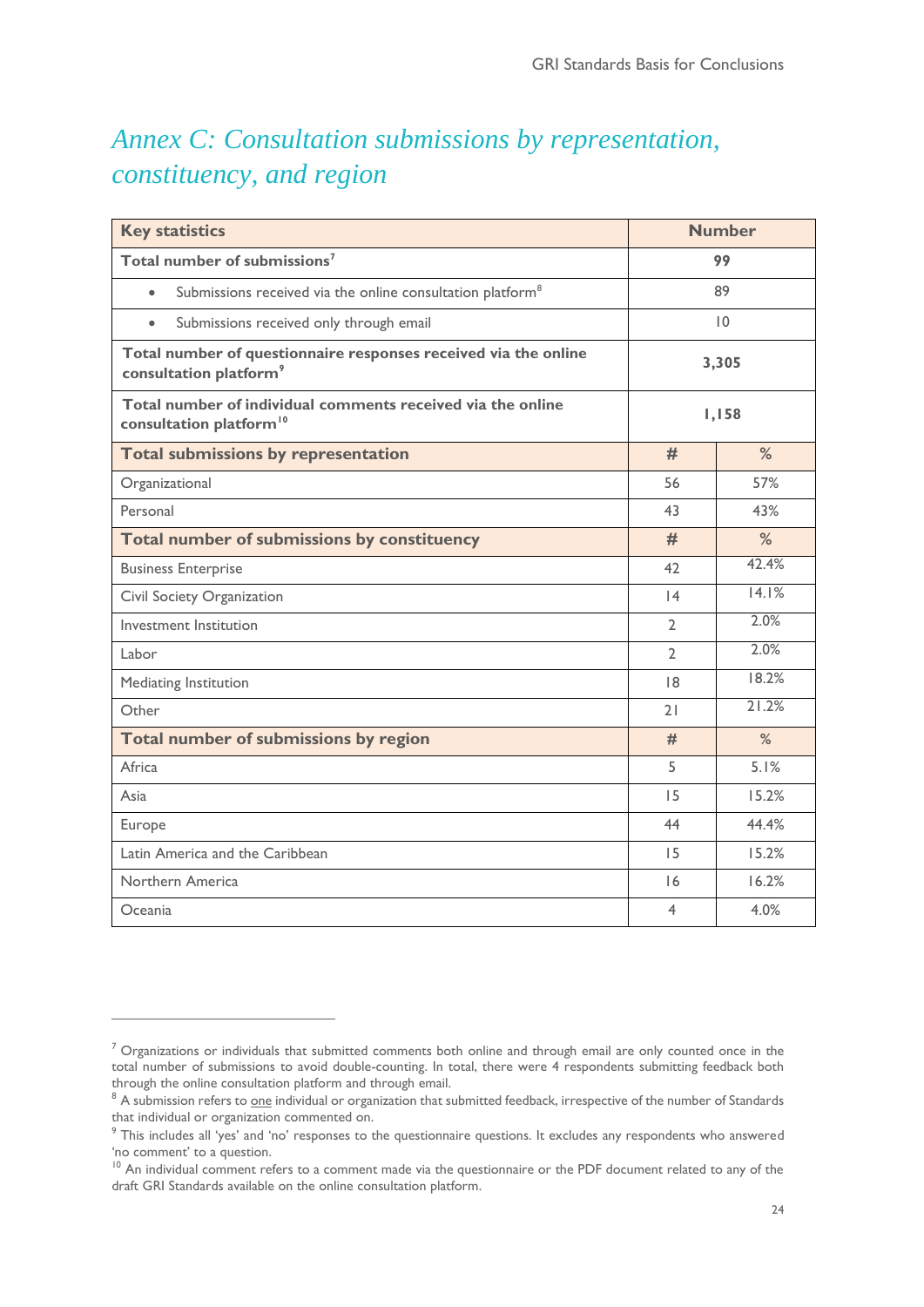# *Annex C: Consultation submissions by representation, constituency, and region*

| **Key statistics** | **Number** | |
|---|---|---|
| **Total number of submissions**[7] | **99** | |
| • Submissions received via the online consultation platform[8] | 89 | |
| • Submissions received only through email | 10 | |
| **Total number of questionnaire responses received via the online consultation platform**[9] | **3,305** | |
| **Total number of individual comments received via the online consultation platform**[10] | **1,158** | |
| **Total submissions by representation** | **#** | **%** |
| Organizational | 56 | 57% |
| Personal | 43 | 43% |
| **Total number of submissions by constituency** | **#** | **%** |
| Business Enterprise | 42 | 42.4% |
| Civil Society Organization | 14 | 14.1% |
| Investment Institution | 2 | 2.0% |
| Labor | 2 | 2.0% |
| Mediating Institution | 18 | 18.2% |
| Other | 21 | 21.2% |
| **Total number of submissions by region** | **#** | **%** |
| Africa | 5 | 5.1% |
| Asia | 15 | 15.2% |
| Europe | 44 | 44.4% |
| Latin America and the Caribbean | 15 | 15.2% |
| Northern America | 16 | 16.2% |
| Oceania | 4 | 4.0% |

---

[7] Organizations or individuals that submitted comments both online and through email are only counted once in the total number of submissions to avoid double-counting. In total, there were 4 respondents submitting feedback both through the online consultation platform and through email.

[8] A submission refers to one individual or organization that submitted feedback, irrespective of the number of Standards that individual or organization commented on.

[9] This includes all 'yes' and 'no' responses to the questionnaire questions. It excludes any respondents who answered 'no comment' to a question.

[10] An individual comment refers to a comment made via the questionnaire or the PDF document related to any of the draft GRI Standards available on the online consultation platform.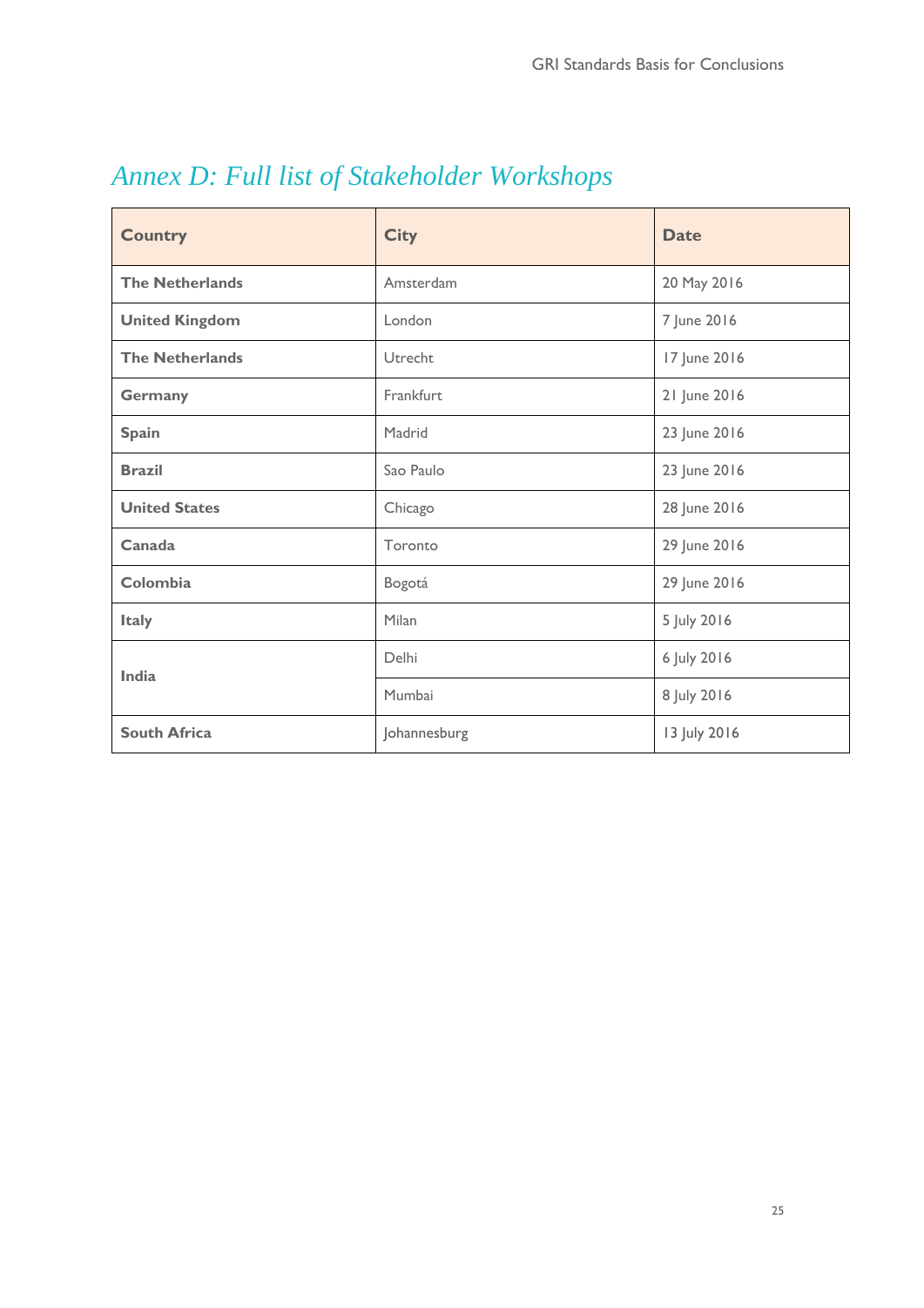# Annex D: Full list of Stakeholder Workshops

| Country | City | Date |
|---|---|---|
| **The Netherlands** | Amsterdam | 20 May 2016 |
| **United Kingdom** | London | 7 June 2016 |
| **The Netherlands** | Utrecht | 17 June 2016 |
| **Germany** | Frankfurt | 21 June 2016 |
| **Spain** | Madrid | 23 June 2016 |
| **Brazil** | Sao Paulo | 23 June 2016 |
| **United States** | Chicago | 28 June 2016 |
| **Canada** | Toronto | 29 June 2016 |
| **Colombia** | Bogotá | 29 June 2016 |
| **Italy** | Milan | 5 July 2016 |
| **India** | Delhi | 6 July 2016 |
| | Mumbai | 8 July 2016 |
| **South Africa** | Johannesburg | 13 July 2016 |